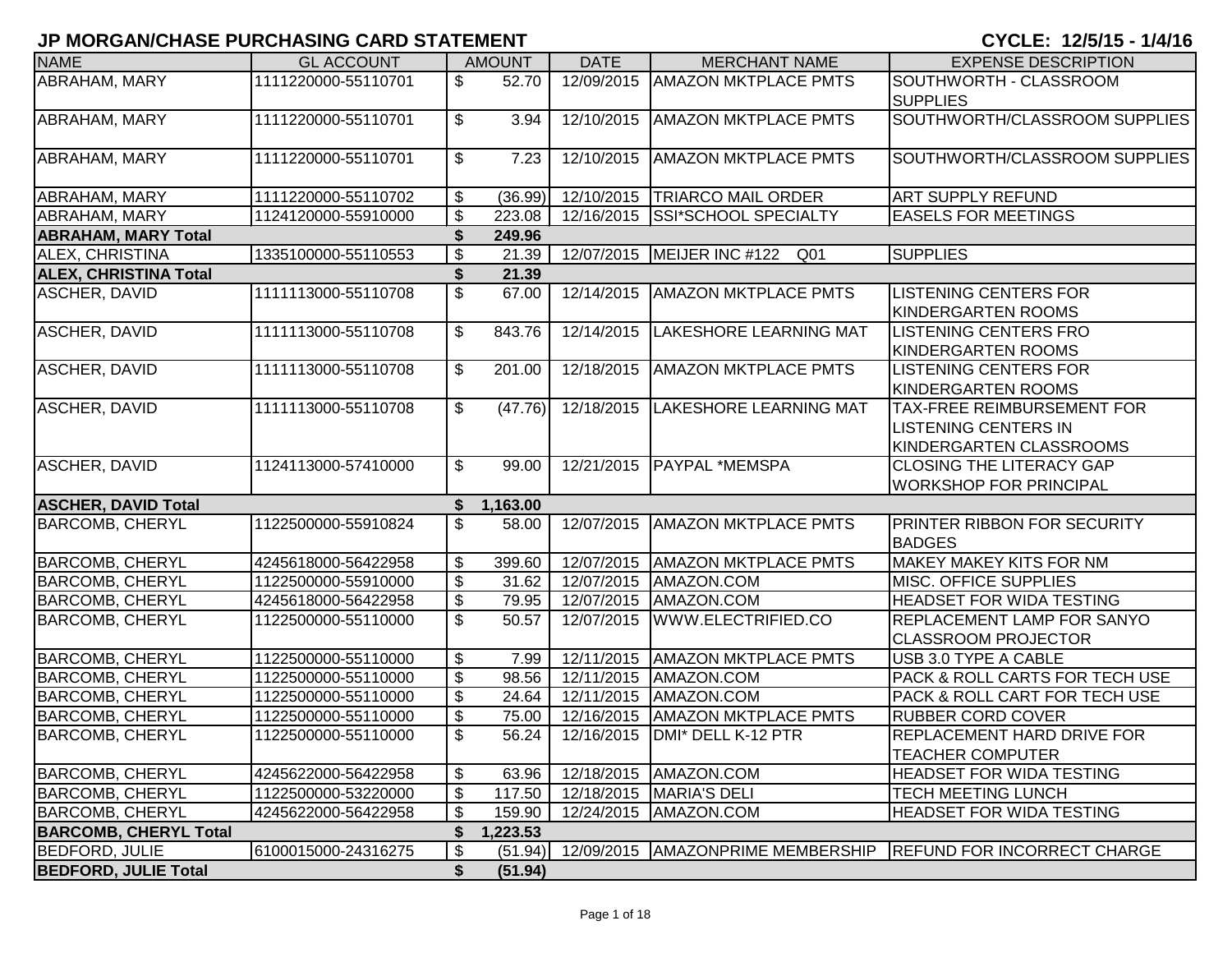# JP MORGAN/CHASE PURCHASING CARD STATEMENT

**CYCLE: 12/5/15 - 1/4/16**

| NAME | GL ACCOUNT | AMOUNT | DATE | MERCHANT NAME | EXPENSE DESCRIPTION |
|---|---|---|---|---|---|
| ABRAHAM, MARY | 1111220000-55110701 | $ 52.70 | 12/09/2015 | AMAZON MKTPLACE PMTS | SOUTHWORTH - CLASSROOM SUPPLIES |
| ABRAHAM, MARY | 1111220000-55110701 | $ 3.94 | 12/10/2015 | AMAZON MKTPLACE PMTS | SOUTHWORTH/CLASSROOM SUPPLIES |
| ABRAHAM, MARY | 1111220000-55110701 | $ 7.23 | 12/10/2015 | AMAZON MKTPLACE PMTS | SOUTHWORTH/CLASSROOM SUPPLIES |
| ABRAHAM, MARY | 1111220000-55110702 | $ (36.99) | 12/10/2015 | TRIARCO MAIL ORDER | ART SUPPLY REFUND |
| ABRAHAM, MARY | 1124120000-55910000 | $ 223.08 | 12/16/2015 | SSI*SCHOOL SPECIALTY | EASELS FOR MEETINGS |
| **ABRAHAM, MARY Total** | | **$ 249.96** | | | |
| ALEX, CHRISTINA | 1335100000-55110553 | $ 21.39 | 12/07/2015 | MEIJER INC #122 Q01 | SUPPLIES |
| **ALEX, CHRISTINA Total** | | **$ 21.39** | | | |
| ASCHER, DAVID | 1111113000-55110708 | $ 67.00 | 12/14/2015 | AMAZON MKTPLACE PMTS | LISTENING CENTERS FOR KINDERGARTEN ROOMS |
| ASCHER, DAVID | 1111113000-55110708 | $ 843.76 | 12/14/2015 | LAKESHORE LEARNING MAT | LISTENING CENTERS FRO KINDERGARTEN ROOMS |
| ASCHER, DAVID | 1111113000-55110708 | $ 201.00 | 12/18/2015 | AMAZON MKTPLACE PMTS | LISTENING CENTERS FOR KINDERGARTEN ROOMS |
| ASCHER, DAVID | 1111113000-55110708 | $ (47.76) | 12/18/2015 | LAKESHORE LEARNING MAT | TAX-FREE REIMBURSEMENT FOR LISTENING CENTERS IN KINDERGARTEN CLASSROOMS |
| ASCHER, DAVID | 1124113000-57410000 | $ 99.00 | 12/21/2015 | PAYPAL *MEMSPA | CLOSING THE LITERACY GAP WORKSHOP FOR PRINCIPAL |
| **ASCHER, DAVID Total** | | **$ 1,163.00** | | | |
| BARCOMB, CHERYL | 1122500000-55910824 | $ 58.00 | 12/07/2015 | AMAZON MKTPLACE PMTS | PRINTER RIBBON FOR SECURITY BADGES |
| BARCOMB, CHERYL | 4245618000-56422958 | $ 399.60 | 12/07/2015 | AMAZON MKTPLACE PMTS | MAKEY MAKEY KITS FOR NM |
| BARCOMB, CHERYL | 1122500000-55910000 | $ 31.62 | 12/07/2015 | AMAZON.COM | MISC. OFFICE SUPPLIES |
| BARCOMB, CHERYL | 4245618000-56422958 | $ 79.95 | 12/07/2015 | AMAZON.COM | HEADSET FOR WIDA TESTING |
| BARCOMB, CHERYL | 1122500000-55110000 | $ 50.57 | 12/07/2015 | WWW.ELECTRIFIED.CO | REPLACEMENT LAMP FOR SANYO CLASSROOM PROJECTOR |
| BARCOMB, CHERYL | 1122500000-55110000 | $ 7.99 | 12/11/2015 | AMAZON MKTPLACE PMTS | USB 3.0 TYPE A CABLE |
| BARCOMB, CHERYL | 1122500000-55110000 | $ 98.56 | 12/11/2015 | AMAZON.COM | PACK & ROLL CARTS FOR TECH USE |
| BARCOMB, CHERYL | 1122500000-55110000 | $ 24.64 | 12/11/2015 | AMAZON.COM | PACK & ROLL CART FOR TECH USE |
| BARCOMB, CHERYL | 1122500000-55110000 | $ 75.00 | 12/16/2015 | AMAZON MKTPLACE PMTS | RUBBER CORD COVER |
| BARCOMB, CHERYL | 1122500000-55110000 | $ 56.24 | 12/16/2015 | DMI* DELL K-12 PTR | REPLACEMENT HARD DRIVE FOR TEACHER COMPUTER |
| BARCOMB, CHERYL | 4245622000-56422958 | $ 63.96 | 12/18/2015 | AMAZON.COM | HEADSET FOR WIDA TESTING |
| BARCOMB, CHERYL | 1122500000-53220000 | $ 117.50 | 12/18/2015 | MARIA'S DELI | TECH MEETING LUNCH |
| BARCOMB, CHERYL | 4245622000-56422958 | $ 159.90 | 12/24/2015 | AMAZON.COM | HEADSET FOR WIDA TESTING |
| **BARCOMB, CHERYL Total** | | **$ 1,223.53** | | | |
| BEDFORD, JULIE | 6100015000-24316275 | $ (51.94) | 12/09/2015 | AMAZONPRIME MEMBERSHIP | REFUND FOR INCORRECT CHARGE |
| **BEDFORD, JULIE Total** | | **$ (51.94)** | | | |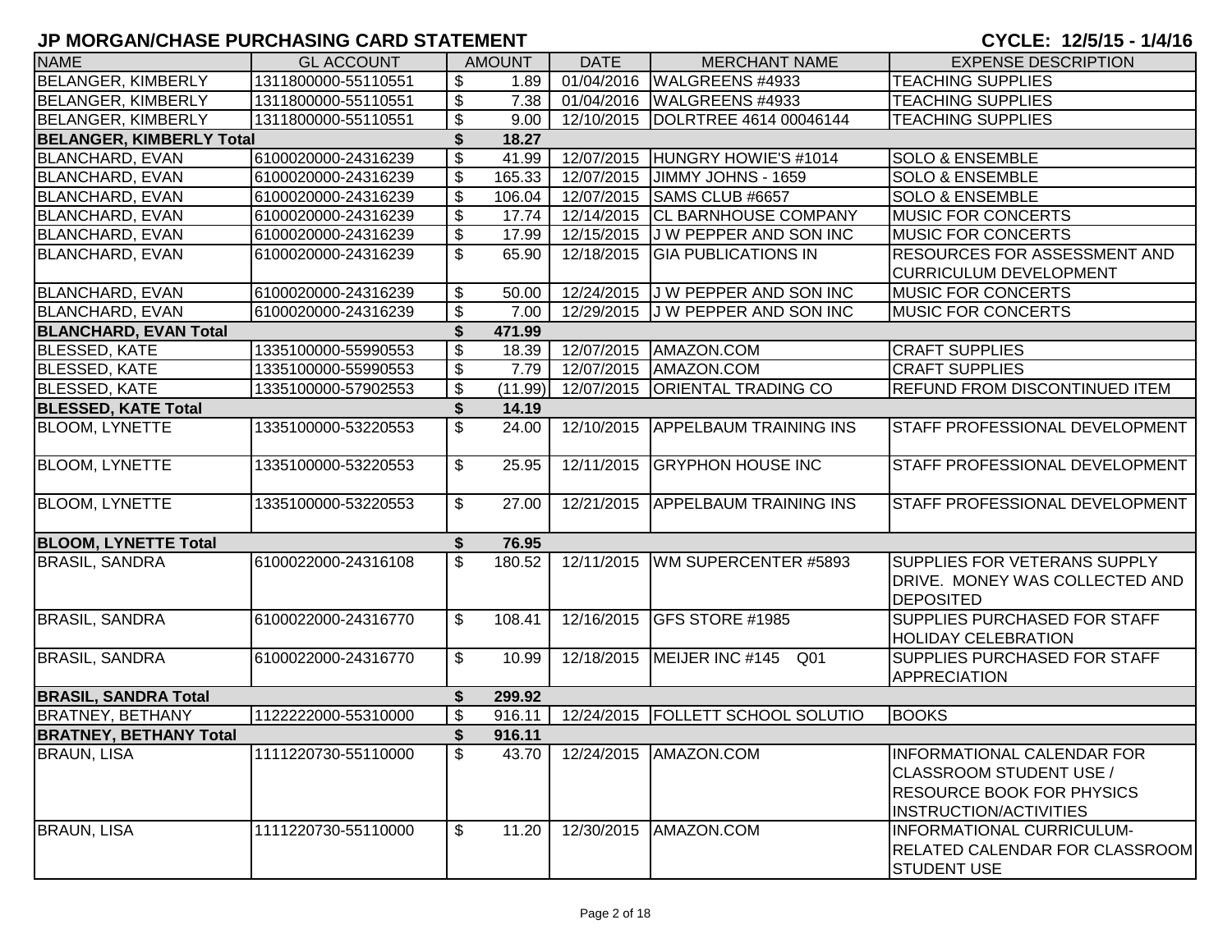# JP MORGAN/CHASE PURCHASING CARD STATEMENT

**CYCLE: 12/5/15 - 1/4/16**

| NAME | GL ACCOUNT | AMOUNT | DATE | MERCHANT NAME | EXPENSE DESCRIPTION |
|---|---|---|---|---|---|
| BELANGER, KIMBERLY | 1311800000-55110551 | $ 1.89 | 01/04/2016 | WALGREENS #4933 | TEACHING SUPPLIES |
| BELANGER, KIMBERLY | 1311800000-55110551 | $ 7.38 | 01/04/2016 | WALGREENS #4933 | TEACHING SUPPLIES |
| BELANGER, KIMBERLY | 1311800000-55110551 | $ 9.00 | 12/10/2015 | DOLRTREE 4614 00046144 | TEACHING SUPPLIES |
| **BELANGER, KIMBERLY Total** | | **$ 18.27** | | | |
| BLANCHARD, EVAN | 6100020000-24316239 | $ 41.99 | 12/07/2015 | HUNGRY HOWIE'S #1014 | SOLO & ENSEMBLE |
| BLANCHARD, EVAN | 6100020000-24316239 | $ 165.33 | 12/07/2015 | JIMMY JOHNS - 1659 | SOLO & ENSEMBLE |
| BLANCHARD, EVAN | 6100020000-24316239 | $ 106.04 | 12/07/2015 | SAMS CLUB #6657 | SOLO & ENSEMBLE |
| BLANCHARD, EVAN | 6100020000-24316239 | $ 17.74 | 12/14/2015 | CL BARNHOUSE COMPANY | MUSIC FOR CONCERTS |
| BLANCHARD, EVAN | 6100020000-24316239 | $ 17.99 | 12/15/2015 | J W PEPPER AND SON INC | MUSIC FOR CONCERTS |
| BLANCHARD, EVAN | 6100020000-24316239 | $ 65.90 | 12/18/2015 | GIA PUBLICATIONS IN | RESOURCES FOR ASSESSMENT AND CURRICULUM DEVELOPMENT |
| BLANCHARD, EVAN | 6100020000-24316239 | $ 50.00 | 12/24/2015 | J W PEPPER AND SON INC | MUSIC FOR CONCERTS |
| BLANCHARD, EVAN | 6100020000-24316239 | $ 7.00 | 12/29/2015 | J W PEPPER AND SON INC | MUSIC FOR CONCERTS |
| **BLANCHARD, EVAN Total** | | **$ 471.99** | | | |
| BLESSED, KATE | 1335100000-55990553 | $ 18.39 | 12/07/2015 | AMAZON.COM | CRAFT SUPPLIES |
| BLESSED, KATE | 1335100000-55990553 | $ 7.79 | 12/07/2015 | AMAZON.COM | CRAFT SUPPLIES |
| BLESSED, KATE | 1335100000-57902553 | $ (11.99) | 12/07/2015 | ORIENTAL TRADING CO | REFUND FROM DISCONTINUED ITEM |
| **BLESSED, KATE Total** | | **$ 14.19** | | | |
| BLOOM, LYNETTE | 1335100000-53220553 | $ 24.00 | 12/10/2015 | APPELBAUM TRAINING INS | STAFF PROFESSIONAL DEVELOPMENT |
| BLOOM, LYNETTE | 1335100000-53220553 | $ 25.95 | 12/11/2015 | GRYPHON HOUSE INC | STAFF PROFESSIONAL DEVELOPMENT |
| BLOOM, LYNETTE | 1335100000-53220553 | $ 27.00 | 12/21/2015 | APPELBAUM TRAINING INS | STAFF PROFESSIONAL DEVELOPMENT |
| **BLOOM, LYNETTE Total** | | **$ 76.95** | | | |
| BRASIL, SANDRA | 6100022000-24316108 | $ 180.52 | 12/11/2015 | WM SUPERCENTER #5893 | SUPPLIES FOR VETERANS SUPPLY DRIVE. MONEY WAS COLLECTED AND DEPOSITED |
| BRASIL, SANDRA | 6100022000-24316770 | $ 108.41 | 12/16/2015 | GFS STORE #1985 | SUPPLIES PURCHASED FOR STAFF HOLIDAY CELEBRATION |
| BRASIL, SANDRA | 6100022000-24316770 | $ 10.99 | 12/18/2015 | MEIJER INC #145 Q01 | SUPPLIES PURCHASED FOR STAFF APPRECIATION |
| **BRASIL, SANDRA Total** | | **$ 299.92** | | | |
| BRATNEY, BETHANY | 1122222000-55310000 | $ 916.11 | 12/24/2015 | FOLLETT SCHOOL SOLUTIO | BOOKS |
| **BRATNEY, BETHANY Total** | | **$ 916.11** | | | |
| BRAUN, LISA | 1111220730-55110000 | $ 43.70 | 12/24/2015 | AMAZON.COM | INFORMATIONAL CALENDAR FOR CLASSROOM STUDENT USE / RESOURCE BOOK FOR PHYSICS INSTRUCTION/ACTIVITIES |
| BRAUN, LISA | 1111220730-55110000 | $ 11.20 | 12/30/2015 | AMAZON.COM | INFORMATIONAL CURRICULUM-RELATED CALENDAR FOR CLASSROOM STUDENT USE |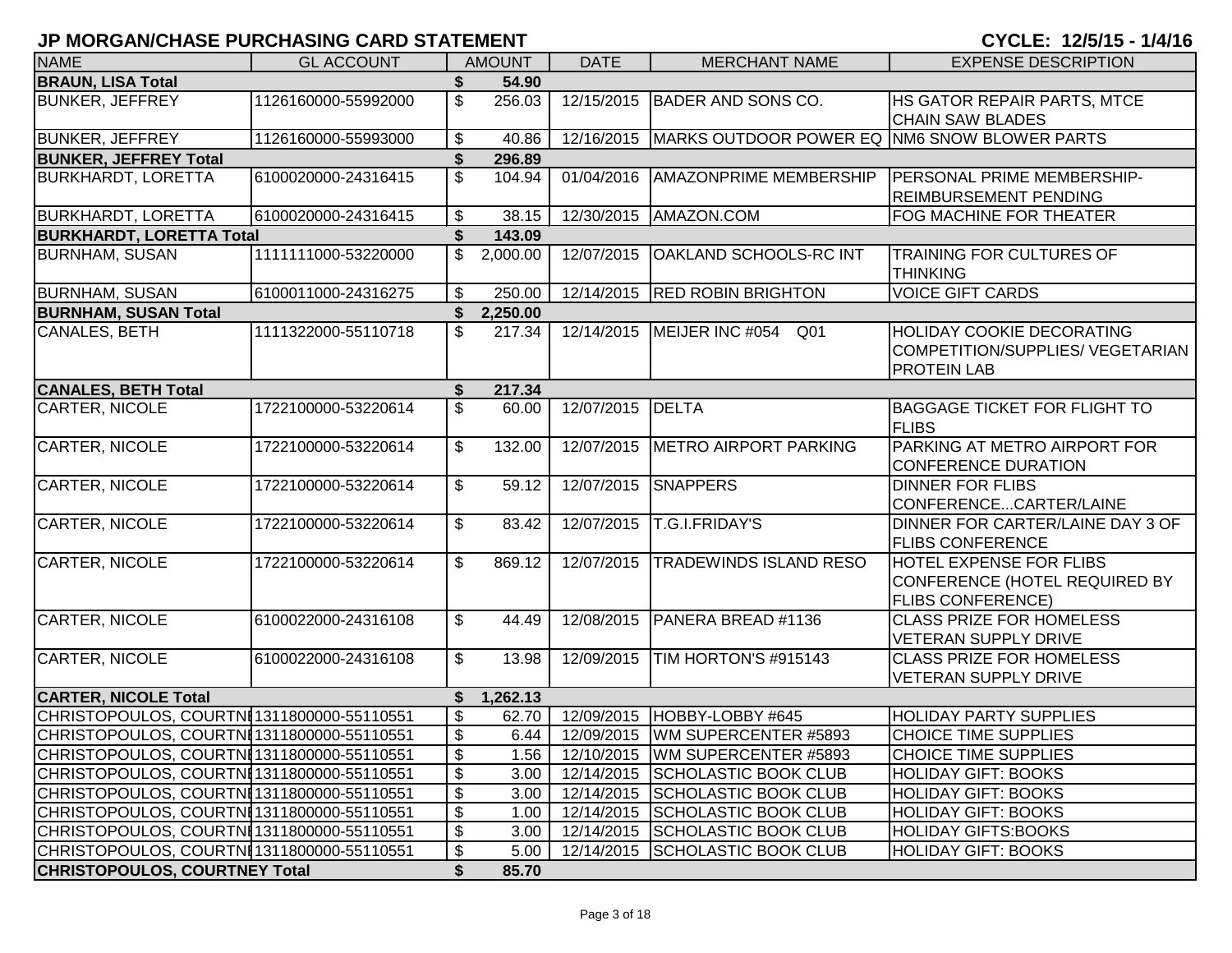# JP MORGAN/CHASE PURCHASING CARD STATEMENT

**CYCLE: 12/5/15 - 1/4/16**

| NAME | GL ACCOUNT | AMOUNT | DATE | MERCHANT NAME | EXPENSE DESCRIPTION |
|---|---|---|---|---|---|
| **BRAUN, LISA Total** | | **$ 54.90** | | | |
| BUNKER, JEFFREY | 1126160000-55992000 | $ 256.03 | 12/15/2015 | BADER AND SONS CO. | HS GATOR REPAIR PARTS, MTCE CHAIN SAW BLADES |
| BUNKER, JEFFREY | 1126160000-55993000 | $ 40.86 | 12/16/2015 | MARKS OUTDOOR POWER EQ | NM6 SNOW BLOWER PARTS |
| **BUNKER, JEFFREY Total** | | **$ 296.89** | | | |
| BURKHARDT, LORETTA | 6100020000-24316415 | $ 104.94 | 01/04/2016 | AMAZONPRIME MEMBERSHIP | PERSONAL PRIME MEMBERSHIP-REIMBURSEMENT PENDING |
| BURKHARDT, LORETTA | 6100020000-24316415 | $ 38.15 | 12/30/2015 | AMAZON.COM | FOG MACHINE FOR THEATER |
| **BURKHARDT, LORETTA Total** | | **$ 143.09** | | | |
| BURNHAM, SUSAN | 1111111000-53220000 | $ 2,000.00 | 12/07/2015 | OAKLAND SCHOOLS-RC INT | TRAINING FOR CULTURES OF THINKING |
| BURNHAM, SUSAN | 6100011000-24316275 | $ 250.00 | 12/14/2015 | RED ROBIN BRIGHTON | VOICE GIFT CARDS |
| **BURNHAM, SUSAN Total** | | **$ 2,250.00** | | | |
| CANALES, BETH | 1111322000-55110718 | $ 217.34 | 12/14/2015 | MEIJER INC #054 Q01 | HOLIDAY COOKIE DECORATING COMPETITION/SUPPLIES/ VEGETARIAN PROTEIN LAB |
| **CANALES, BETH Total** | | **$ 217.34** | | | |
| CARTER, NICOLE | 1722100000-53220614 | $ 60.00 | 12/07/2015 | DELTA | BAGGAGE TICKET FOR FLIGHT TO FLIBS |
| CARTER, NICOLE | 1722100000-53220614 | $ 132.00 | 12/07/2015 | METRO AIRPORT PARKING | PARKING AT METRO AIRPORT FOR CONFERENCE DURATION |
| CARTER, NICOLE | 1722100000-53220614 | $ 59.12 | 12/07/2015 | SNAPPERS | DINNER FOR FLIBS CONFERENCE...CARTER/LAINE |
| CARTER, NICOLE | 1722100000-53220614 | $ 83.42 | 12/07/2015 | T.G.I.FRIDAY'S | DINNER FOR CARTER/LAINE DAY 3 OF FLIBS CONFERENCE |
| CARTER, NICOLE | 1722100000-53220614 | $ 869.12 | 12/07/2015 | TRADEWINDS ISLAND RESO | HOTEL EXPENSE FOR FLIBS CONFERENCE (HOTEL REQUIRED BY FLIBS CONFERENCE) |
| CARTER, NICOLE | 6100022000-24316108 | $ 44.49 | 12/08/2015 | PANERA BREAD #1136 | CLASS PRIZE FOR HOMELESS VETERAN SUPPLY DRIVE |
| CARTER, NICOLE | 6100022000-24316108 | $ 13.98 | 12/09/2015 | TIM HORTON'S #915143 | CLASS PRIZE FOR HOMELESS VETERAN SUPPLY DRIVE |
| **CARTER, NICOLE Total** | | **$ 1,262.13** | | | |
| CHRISTOPOULOS, COURTNI | 1311800000-55110551 | $ 62.70 | 12/09/2015 | HOBBY-LOBBY #645 | HOLIDAY PARTY SUPPLIES |
| CHRISTOPOULOS, COURTNI | 1311800000-55110551 | $ 6.44 | 12/09/2015 | WM SUPERCENTER #5893 | CHOICE TIME SUPPLIES |
| CHRISTOPOULOS, COURTNI | 1311800000-55110551 | $ 1.56 | 12/10/2015 | WM SUPERCENTER #5893 | CHOICE TIME SUPPLIES |
| CHRISTOPOULOS, COURTNI | 1311800000-55110551 | $ 3.00 | 12/14/2015 | SCHOLASTIC BOOK CLUB | HOLIDAY GIFT: BOOKS |
| CHRISTOPOULOS, COURTNI | 1311800000-55110551 | $ 3.00 | 12/14/2015 | SCHOLASTIC BOOK CLUB | HOLIDAY GIFT: BOOKS |
| CHRISTOPOULOS, COURTNI | 1311800000-55110551 | $ 1.00 | 12/14/2015 | SCHOLASTIC BOOK CLUB | HOLIDAY GIFT: BOOKS |
| CHRISTOPOULOS, COURTNI | 1311800000-55110551 | $ 3.00 | 12/14/2015 | SCHOLASTIC BOOK CLUB | HOLIDAY GIFTS:BOOKS |
| CHRISTOPOULOS, COURTNI | 1311800000-55110551 | $ 5.00 | 12/14/2015 | SCHOLASTIC BOOK CLUB | HOLIDAY GIFT: BOOKS |
| **CHRISTOPOULOS, COURTNEY Total** | | **$ 85.70** | | | |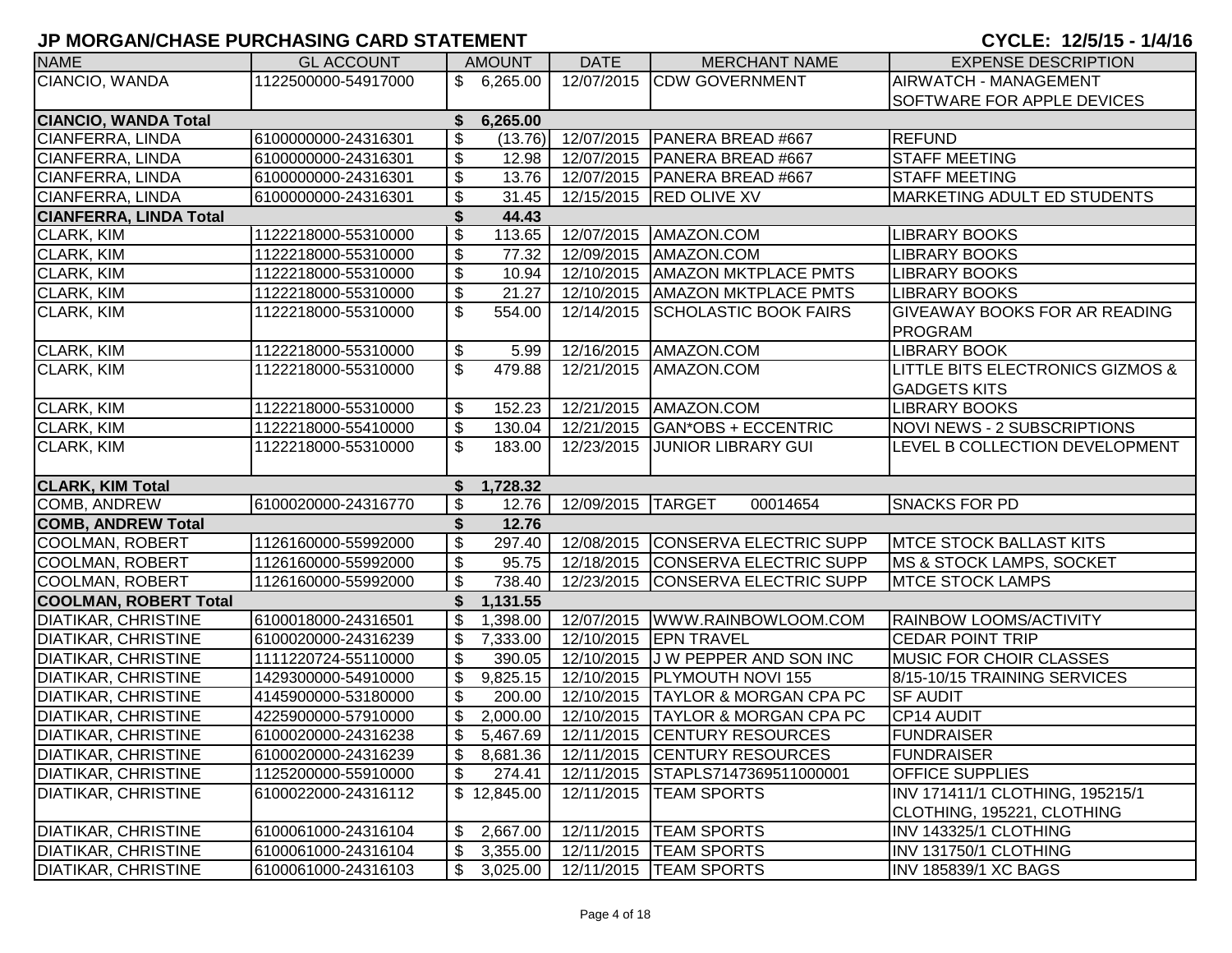# JP MORGAN/CHASE PURCHASING CARD STATEMENT

**CYCLE: 12/5/15 - 1/4/16**

| NAME | GL ACCOUNT | AMOUNT | DATE | MERCHANT NAME | EXPENSE DESCRIPTION |
|---|---|---|---|---|---|
| CIANCIO, WANDA | 1122500000-54917000 | $ 6,265.00 | 12/07/2015 | CDW GOVERNMENT | AIRWATCH - MANAGEMENT SOFTWARE FOR APPLE DEVICES |
| **CIANCIO, WANDA Total** | | **$ 6,265.00** | | | |
| CIANFERRA, LINDA | 6100000000-24316301 | $ (13.76) | 12/07/2015 | PANERA BREAD #667 | REFUND |
| CIANFERRA, LINDA | 6100000000-24316301 | $ 12.98 | 12/07/2015 | PANERA BREAD #667 | STAFF MEETING |
| CIANFERRA, LINDA | 6100000000-24316301 | $ 13.76 | 12/07/2015 | PANERA BREAD #667 | STAFF MEETING |
| CIANFERRA, LINDA | 6100000000-24316301 | $ 31.45 | 12/15/2015 | RED OLIVE XV | MARKETING ADULT ED STUDENTS |
| **CIANFERRA, LINDA Total** | | **$ 44.43** | | | |
| CLARK, KIM | 1122218000-55310000 | $ 113.65 | 12/07/2015 | AMAZON.COM | LIBRARY BOOKS |
| CLARK, KIM | 1122218000-55310000 | $ 77.32 | 12/09/2015 | AMAZON.COM | LIBRARY BOOKS |
| CLARK, KIM | 1122218000-55310000 | $ 10.94 | 12/10/2015 | AMAZON MKTPLACE PMTS | LIBRARY BOOKS |
| CLARK, KIM | 1122218000-55310000 | $ 21.27 | 12/10/2015 | AMAZON MKTPLACE PMTS | LIBRARY BOOKS |
| CLARK, KIM | 1122218000-55310000 | $ 554.00 | 12/14/2015 | SCHOLASTIC BOOK FAIRS | GIVEAWAY BOOKS FOR AR READING PROGRAM |
| CLARK, KIM | 1122218000-55310000 | $ 5.99 | 12/16/2015 | AMAZON.COM | LIBRARY BOOK |
| CLARK, KIM | 1122218000-55310000 | $ 479.88 | 12/21/2015 | AMAZON.COM | LITTLE BITS ELECTRONICS GIZMOS & GADGETS KITS |
| CLARK, KIM | 1122218000-55310000 | $ 152.23 | 12/21/2015 | AMAZON.COM | LIBRARY BOOKS |
| CLARK, KIM | 1122218000-55410000 | $ 130.04 | 12/21/2015 | GAN*OBS + ECCENTRIC | NOVI NEWS - 2 SUBSCRIPTIONS |
| CLARK, KIM | 1122218000-55310000 | $ 183.00 | 12/23/2015 | JUNIOR LIBRARY GUI | LEVEL B COLLECTION DEVELOPMENT |
| **CLARK, KIM Total** | | **$ 1,728.32** | | | |
| COMB, ANDREW | 6100020000-24316770 | $ 12.76 | 12/09/2015 | TARGET 00014654 | SNACKS FOR PD |
| **COMB, ANDREW Total** | | **$ 12.76** | | | |
| COOLMAN, ROBERT | 1126160000-55992000 | $ 297.40 | 12/08/2015 | CONSERVA ELECTRIC SUPP | MTCE STOCK BALLAST KITS |
| COOLMAN, ROBERT | 1126160000-55992000 | $ 95.75 | 12/18/2015 | CONSERVA ELECTRIC SUPP | MS & STOCK LAMPS, SOCKET |
| COOLMAN, ROBERT | 1126160000-55992000 | $ 738.40 | 12/23/2015 | CONSERVA ELECTRIC SUPP | MTCE STOCK LAMPS |
| **COOLMAN, ROBERT Total** | | **$ 1,131.55** | | | |
| DIATIKAR, CHRISTINE | 6100018000-24316501 | $ 1,398.00 | 12/07/2015 | WWW.RAINBOWLOOM.COM | RAINBOW LOOMS/ACTIVITY |
| DIATIKAR, CHRISTINE | 6100020000-24316239 | $ 7,333.00 | 12/10/2015 | EPN TRAVEL | CEDAR POINT TRIP |
| DIATIKAR, CHRISTINE | 1111220724-55110000 | $ 390.05 | 12/10/2015 | J W PEPPER AND SON INC | MUSIC FOR CHOIR CLASSES |
| DIATIKAR, CHRISTINE | 1429300000-54910000 | $ 9,825.15 | 12/10/2015 | PLYMOUTH NOVI 155 | 8/15-10/15 TRAINING SERVICES |
| DIATIKAR, CHRISTINE | 4145900000-53180000 | $ 200.00 | 12/10/2015 | TAYLOR & MORGAN CPA PC | SF AUDIT |
| DIATIKAR, CHRISTINE | 4225900000-57910000 | $ 2,000.00 | 12/10/2015 | TAYLOR & MORGAN CPA PC | CP14 AUDIT |
| DIATIKAR, CHRISTINE | 6100020000-24316238 | $ 5,467.69 | 12/11/2015 | CENTURY RESOURCES | FUNDRAISER |
| DIATIKAR, CHRISTINE | 6100020000-24316239 | $ 8,681.36 | 12/11/2015 | CENTURY RESOURCES | FUNDRAISER |
| DIATIKAR, CHRISTINE | 1125200000-55910000 | $ 274.41 | 12/11/2015 | STAPLS7147369511000001 | OFFICE SUPPLIES |
| DIATIKAR, CHRISTINE | 6100022000-24316112 | $ 12,845.00 | 12/11/2015 | TEAM SPORTS | INV 171411/1 CLOTHING, 195215/1 CLOTHING, 195221, CLOTHING |
| DIATIKAR, CHRISTINE | 6100061000-24316104 | $ 2,667.00 | 12/11/2015 | TEAM SPORTS | INV 143325/1 CLOTHING |
| DIATIKAR, CHRISTINE | 6100061000-24316104 | $ 3,355.00 | 12/11/2015 | TEAM SPORTS | INV 131750/1 CLOTHING |
| DIATIKAR, CHRISTINE | 6100061000-24316103 | $ 3,025.00 | 12/11/2015 | TEAM SPORTS | INV 185839/1 XC BAGS |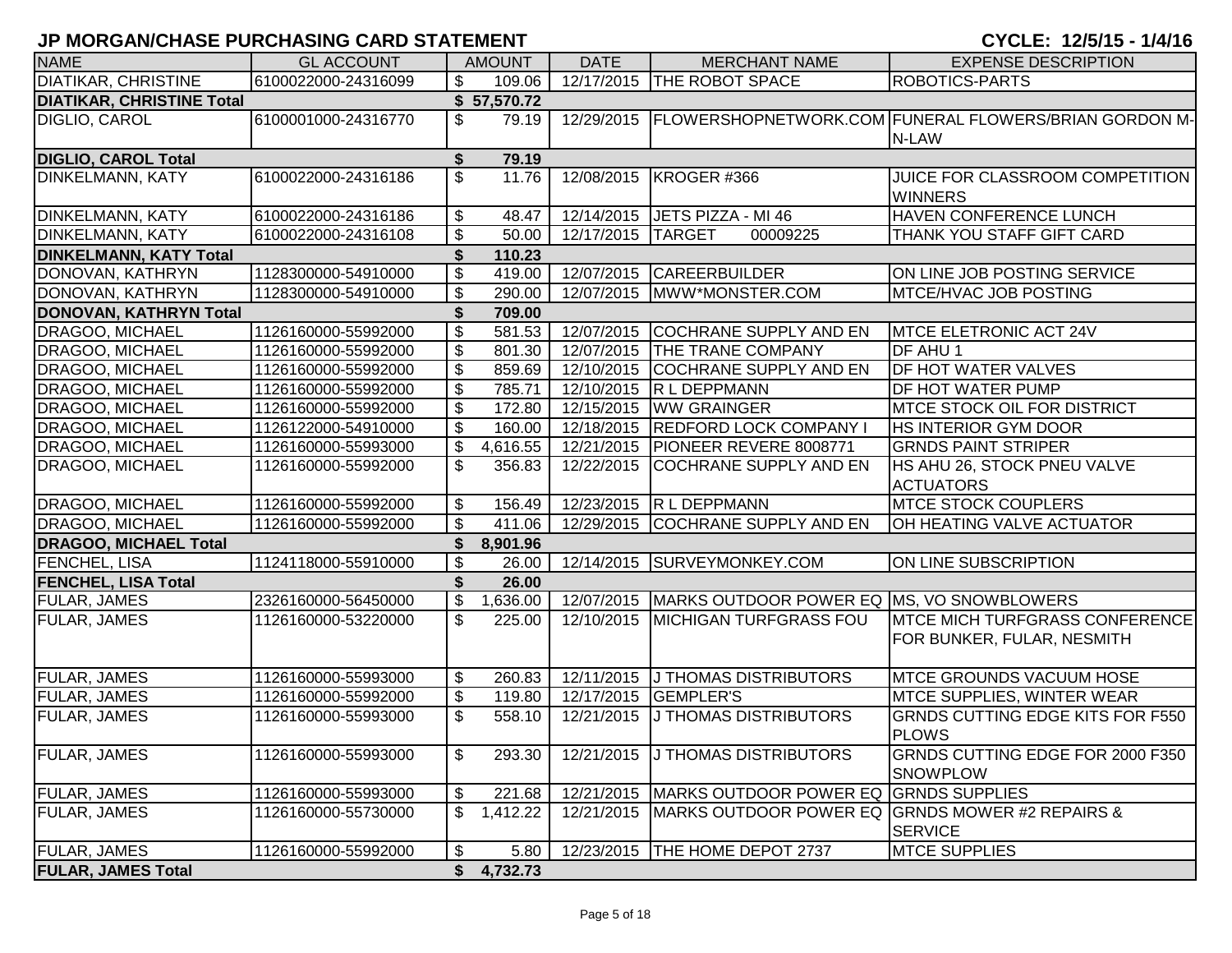# JP MORGAN/CHASE PURCHASING CARD STATEMENT

**CYCLE: 12/5/15 - 1/4/16**

| NAME | GL ACCOUNT | AMOUNT | DATE | MERCHANT NAME | EXPENSE DESCRIPTION |
|---|---|---|---|---|---|
| DIATIKAR, CHRISTINE | 6100022000-24316099 | $ 109.06 | 12/17/2015 | THE ROBOT SPACE | ROBOTICS-PARTS |
| **DIATIKAR, CHRISTINE Total** | | **$ 57,570.72** | | | |
| DIGLIO, CAROL | 6100001000-24316770 | $ 79.19 | 12/29/2015 | FLOWERSHOPNETWORK.COM | FUNERAL FLOWERS/BRIAN GORDON M-N-LAW |
| **DIGLIO, CAROL Total** | | **$ 79.19** | | | |
| DINKELMANN, KATY | 6100022000-24316186 | $ 11.76 | 12/08/2015 | KROGER #366 | JUICE FOR CLASSROOM COMPETITION WINNERS |
| DINKELMANN, KATY | 6100022000-24316186 | $ 48.47 | 12/14/2015 | JETS PIZZA - MI 46 | HAVEN CONFERENCE LUNCH |
| DINKELMANN, KATY | 6100022000-24316108 | $ 50.00 | 12/17/2015 | TARGET 00009225 | THANK YOU STAFF GIFT CARD |
| **DINKELMANN, KATY Total** | | **$ 110.23** | | | |
| DONOVAN, KATHRYN | 1128300000-54910000 | $ 419.00 | 12/07/2015 | CAREERBUILDER | ON LINE JOB POSTING SERVICE |
| DONOVAN, KATHRYN | 1128300000-54910000 | $ 290.00 | 12/07/2015 | MWW*MONSTER.COM | MTCE/HVAC JOB POSTING |
| **DONOVAN, KATHRYN Total** | | **$ 709.00** | | | |
| DRAGOO, MICHAEL | 1126160000-55992000 | $ 581.53 | 12/07/2015 | COCHRANE SUPPLY AND EN | MTCE ELETRONIC ACT 24V |
| DRAGOO, MICHAEL | 1126160000-55992000 | $ 801.30 | 12/07/2015 | THE TRANE COMPANY | DF AHU 1 |
| DRAGOO, MICHAEL | 1126160000-55992000 | $ 859.69 | 12/10/2015 | COCHRANE SUPPLY AND EN | DF HOT WATER VALVES |
| DRAGOO, MICHAEL | 1126160000-55992000 | $ 785.71 | 12/10/2015 | R L DEPPMANN | DF HOT WATER PUMP |
| DRAGOO, MICHAEL | 1126160000-55992000 | $ 172.80 | 12/15/2015 | WW GRAINGER | MTCE STOCK OIL FOR DISTRICT |
| DRAGOO, MICHAEL | 1126122000-54910000 | $ 160.00 | 12/18/2015 | REDFORD LOCK COMPANY I | HS INTERIOR GYM DOOR |
| DRAGOO, MICHAEL | 1126160000-55993000 | $ 4,616.55 | 12/21/2015 | PIONEER REVERE 8008771 | GRNDS PAINT STRIPER |
| DRAGOO, MICHAEL | 1126160000-55992000 | $ 356.83 | 12/22/2015 | COCHRANE SUPPLY AND EN | HS AHU 26, STOCK PNEU VALVE ACTUATORS |
| DRAGOO, MICHAEL | 1126160000-55992000 | $ 156.49 | 12/23/2015 | R L DEPPMANN | MTCE STOCK COUPLERS |
| DRAGOO, MICHAEL | 1126160000-55992000 | $ 411.06 | 12/29/2015 | COCHRANE SUPPLY AND EN | OH HEATING VALVE ACTUATOR |
| **DRAGOO, MICHAEL Total** | | **$ 8,901.96** | | | |
| FENCHEL, LISA | 1124118000-55910000 | $ 26.00 | 12/14/2015 | SURVEYMONKEY.COM | ON LINE SUBSCRIPTION |
| **FENCHEL, LISA Total** | | **$ 26.00** | | | |
| FULAR, JAMES | 2326160000-56450000 | $ 1,636.00 | 12/07/2015 | MARKS OUTDOOR POWER EQ | MS, VO SNOWBLOWERS |
| FULAR, JAMES | 1126160000-53220000 | $ 225.00 | 12/10/2015 | MICHIGAN TURFGRASS FOU | MTCE MICH TURFGRASS CONFERENCE FOR BUNKER, FULAR, NESMITH |
| FULAR, JAMES | 1126160000-55993000 | $ 260.83 | 12/11/2015 | J THOMAS DISTRIBUTORS | MTCE GROUNDS VACUUM HOSE |
| FULAR, JAMES | 1126160000-55992000 | $ 119.80 | 12/17/2015 | GEMPLER'S | MTCE SUPPLIES, WINTER WEAR |
| FULAR, JAMES | 1126160000-55993000 | $ 558.10 | 12/21/2015 | J THOMAS DISTRIBUTORS | GRNDS CUTTING EDGE KITS FOR F550 PLOWS |
| FULAR, JAMES | 1126160000-55993000 | $ 293.30 | 12/21/2015 | J THOMAS DISTRIBUTORS | GRNDS CUTTING EDGE FOR 2000 F350 SNOWPLOW |
| FULAR, JAMES | 1126160000-55993000 | $ 221.68 | 12/21/2015 | MARKS OUTDOOR POWER EQ | GRNDS SUPPLIES |
| FULAR, JAMES | 1126160000-55730000 | $ 1,412.22 | 12/21/2015 | MARKS OUTDOOR POWER EQ | GRNDS MOWER #2 REPAIRS & SERVICE |
| FULAR, JAMES | 1126160000-55992000 | $ 5.80 | 12/23/2015 | THE HOME DEPOT 2737 | MTCE SUPPLIES |
| **FULAR, JAMES Total** | | **$ 4,732.73** | | | |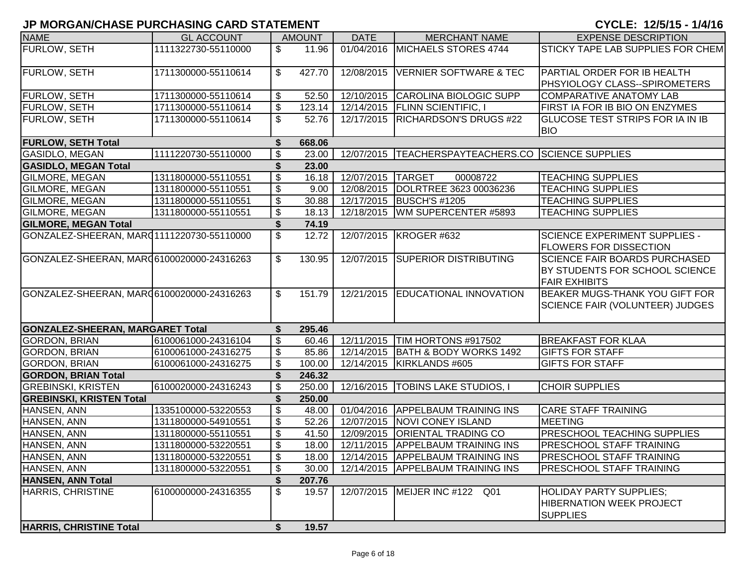# JP MORGAN/CHASE PURCHASING CARD STATEMENT

**CYCLE: 12/5/15 - 1/4/16**

| NAME | GL ACCOUNT | AMOUNT | DATE | MERCHANT NAME | EXPENSE DESCRIPTION |
|---|---|---|---|---|---|
| FURLOW, SETH | 1111322730-55110000 | $ 11.96 | 01/04/2016 | MICHAELS STORES 4744 | STICKY TAPE LAB SUPPLIES FOR CHEM |
| FURLOW, SETH | 1711300000-55110614 | $ 427.70 | 12/08/2015 | VERNIER SOFTWARE & TEC | PARTIAL ORDER FOR IB HEALTH PHSYIOLOGY CLASS--SPIROMETERS |
| FURLOW, SETH | 1711300000-55110614 | $ 52.50 | 12/10/2015 | CAROLINA BIOLOGIC SUPP | COMPARATIVE ANATOMY LAB |
| FURLOW, SETH | 1711300000-55110614 | $ 123.14 | 12/14/2015 | FLINN SCIENTIFIC, I | FIRST IA FOR IB BIO ON ENZYMES |
| FURLOW, SETH | 1711300000-55110614 | $ 52.76 | 12/17/2015 | RICHARDSON'S DRUGS #22 | GLUCOSE TEST STRIPS FOR IA IN IB BIO |
| **FURLOW, SETH Total** | | **$ 668.06** | | | |
| GASIDLO, MEGAN | 1111220730-55110000 | $ 23.00 | 12/07/2015 | TEACHERSPAYTEACHERS.CO | SCIENCE SUPPLIES |
| **GASIDLO, MEGAN Total** | | **$ 23.00** | | | |
| GILMORE, MEGAN | 1311800000-55110551 | $ 16.18 | 12/07/2015 | TARGET 00008722 | TEACHING SUPPLIES |
| GILMORE, MEGAN | 1311800000-55110551 | $ 9.00 | 12/08/2015 | DOLRTREE 3623 00036236 | TEACHING SUPPLIES |
| GILMORE, MEGAN | 1311800000-55110551 | $ 30.88 | 12/17/2015 | BUSCH'S #1205 | TEACHING SUPPLIES |
| GILMORE, MEGAN | 1311800000-55110551 | $ 18.13 | 12/18/2015 | WM SUPERCENTER #5893 | TEACHING SUPPLIES |
| **GILMORE, MEGAN Total** | | **$ 74.19** | | | |
| GONZALEZ-SHEERAN, MARG | 1111220730-55110000 | $ 12.72 | 12/07/2015 | KROGER #632 | SCIENCE EXPERIMENT SUPPLIES - FLOWERS FOR DISSECTION |
| GONZALEZ-SHEERAN, MARG | 6100020000-24316263 | $ 130.95 | 12/07/2015 | SUPERIOR DISTRIBUTING | SCIENCE FAIR BOARDS PURCHASED BY STUDENTS FOR SCHOOL SCIENCE FAIR EXHIBITS |
| GONZALEZ-SHEERAN, MARG | 6100020000-24316263 | $ 151.79 | 12/21/2015 | EDUCATIONAL INNOVATION | BEAKER MUGS-THANK YOU GIFT FOR SCIENCE FAIR (VOLUNTEER) JUDGES |
| **GONZALEZ-SHEERAN, MARGARET Total** | | **$ 295.46** | | | |
| GORDON, BRIAN | 6100061000-24316104 | $ 60.46 | 12/11/2015 | TIM HORTONS #917502 | BREAKFAST FOR KLAA |
| GORDON, BRIAN | 6100061000-24316275 | $ 85.86 | 12/14/2015 | BATH & BODY WORKS 1492 | GIFTS FOR STAFF |
| GORDON, BRIAN | 6100061000-24316275 | $ 100.00 | 12/14/2015 | KIRKLANDS #605 | GIFTS FOR STAFF |
| **GORDON, BRIAN Total** | | **$ 246.32** | | | |
| GREBINSKI, KRISTEN | 6100020000-24316243 | $ 250.00 | 12/16/2015 | TOBINS LAKE STUDIOS, I | CHOIR SUPPLIES |
| **GREBINSKI, KRISTEN Total** | | **$ 250.00** | | | |
| HANSEN, ANN | 1335100000-53220553 | $ 48.00 | 01/04/2016 | APPELBAUM TRAINING INS | CARE STAFF TRAINING |
| HANSEN, ANN | 1311800000-54910551 | $ 52.26 | 12/07/2015 | NOVI CONEY ISLAND | MEETING |
| HANSEN, ANN | 1311800000-55110551 | $ 41.50 | 12/09/2015 | ORIENTAL TRADING CO | PRESCHOOL TEACHING SUPPLIES |
| HANSEN, ANN | 1311800000-53220551 | $ 18.00 | 12/11/2015 | APPELBAUM TRAINING INS | PRESCHOOL STAFF TRAINING |
| HANSEN, ANN | 1311800000-53220551 | $ 18.00 | 12/14/2015 | APPELBAUM TRAINING INS | PRESCHOOL STAFF TRAINING |
| HANSEN, ANN | 1311800000-53220551 | $ 30.00 | 12/14/2015 | APPELBAUM TRAINING INS | PRESCHOOL STAFF TRAINING |
| **HANSEN, ANN Total** | | **$ 207.76** | | | |
| HARRIS, CHRISTINE | 6100000000-24316355 | $ 19.57 | 12/07/2015 | MEIJER INC #122 Q01 | HOLIDAY PARTY SUPPLIES; HIBERNATION WEEK PROJECT SUPPLIES |
| **HARRIS, CHRISTINE Total** | | **$ 19.57** | | | |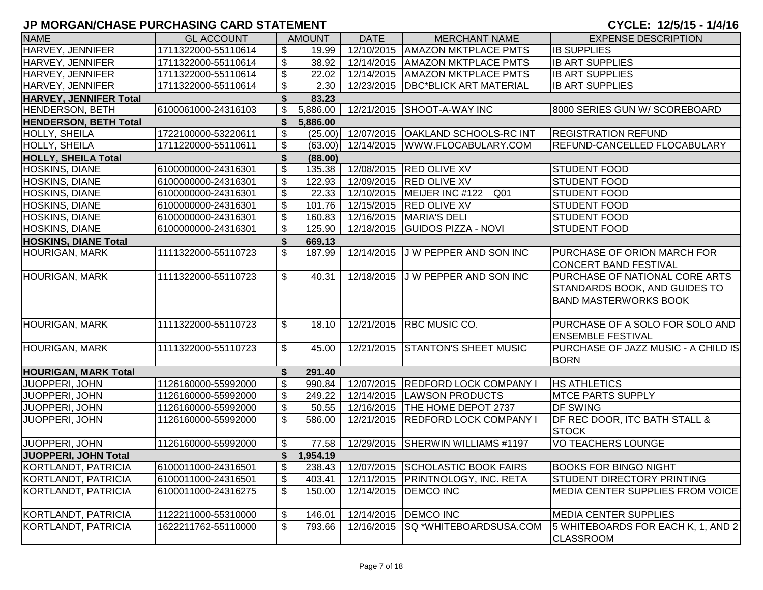# JP MORGAN/CHASE PURCHASING CARD STATEMENT

**CYCLE: 12/5/15 - 1/4/16**

| NAME | GL ACCOUNT | AMOUNT | DATE | MERCHANT NAME | EXPENSE DESCRIPTION |
|---|---|---|---|---|---|
| HARVEY, JENNIFER | 1711322000-55110614 | $ 19.99 | 12/10/2015 | AMAZON MKTPLACE PMTS | IB SUPPLIES |
| HARVEY, JENNIFER | 1711322000-55110614 | $ 38.92 | 12/14/2015 | AMAZON MKTPLACE PMTS | IB ART SUPPLIES |
| HARVEY, JENNIFER | 1711322000-55110614 | $ 22.02 | 12/14/2015 | AMAZON MKTPLACE PMTS | IB ART SUPPLIES |
| HARVEY, JENNIFER | 1711322000-55110614 | $ 2.30 | 12/23/2015 | DBC*BLICK ART MATERIAL | IB ART SUPPLIES |
| **HARVEY, JENNIFER Total** | | **$ 83.23** | | | |
| HENDERSON, BETH | 6100061000-24316103 | $ 5,886.00 | 12/21/2015 | SHOOT-A-WAY INC | 8000 SERIES GUN W/ SCOREBOARD |
| **HENDERSON, BETH Total** | | **$ 5,886.00** | | | |
| HOLLY, SHEILA | 1722100000-53220611 | $ (25.00) | 12/07/2015 | OAKLAND SCHOOLS-RC INT | REGISTRATION REFUND |
| HOLLY, SHEILA | 1711220000-55110611 | $ (63.00) | 12/14/2015 | WWW.FLOCABULARY.COM | REFUND-CANCELLED FLOCABULARY |
| **HOLLY, SHEILA Total** | | **$ (88.00)** | | | |
| HOSKINS, DIANE | 6100000000-24316301 | $ 135.38 | 12/08/2015 | RED OLIVE XV | STUDENT FOOD |
| HOSKINS, DIANE | 6100000000-24316301 | $ 122.93 | 12/09/2015 | RED OLIVE XV | STUDENT FOOD |
| HOSKINS, DIANE | 6100000000-24316301 | $ 22.33 | 12/10/2015 | MEIJER INC #122 Q01 | STUDENT FOOD |
| HOSKINS, DIANE | 6100000000-24316301 | $ 101.76 | 12/15/2015 | RED OLIVE XV | STUDENT FOOD |
| HOSKINS, DIANE | 6100000000-24316301 | $ 160.83 | 12/16/2015 | MARIA'S DELI | STUDENT FOOD |
| HOSKINS, DIANE | 6100000000-24316301 | $ 125.90 | 12/18/2015 | GUIDOS PIZZA - NOVI | STUDENT FOOD |
| **HOSKINS, DIANE Total** | | **$ 669.13** | | | |
| HOURIGAN, MARK | 1111322000-55110723 | $ 187.99 | 12/14/2015 | J W PEPPER AND SON INC | PURCHASE OF ORION MARCH FOR CONCERT BAND FESTIVAL |
| HOURIGAN, MARK | 1111322000-55110723 | $ 40.31 | 12/18/2015 | J W PEPPER AND SON INC | PURCHASE OF NATIONAL CORE ARTS STANDARDS BOOK, AND GUIDES TO BAND MASTERWORKS BOOK |
| HOURIGAN, MARK | 1111322000-55110723 | $ 18.10 | 12/21/2015 | RBC MUSIC CO. | PURCHASE OF A SOLO FOR SOLO AND ENSEMBLE FESTIVAL |
| HOURIGAN, MARK | 1111322000-55110723 | $ 45.00 | 12/21/2015 | STANTON'S SHEET MUSIC | PURCHASE OF JAZZ MUSIC - A CHILD IS BORN |
| **HOURIGAN, MARK Total** | | **$ 291.40** | | | |
| JUOPPERI, JOHN | 1126160000-55992000 | $ 990.84 | 12/07/2015 | REDFORD LOCK COMPANY I | HS ATHLETICS |
| JUOPPERI, JOHN | 1126160000-55992000 | $ 249.22 | 12/14/2015 | LAWSON PRODUCTS | MTCE PARTS SUPPLY |
| JUOPPERI, JOHN | 1126160000-55992000 | $ 50.55 | 12/16/2015 | THE HOME DEPOT 2737 | DF SWING |
| JUOPPERI, JOHN | 1126160000-55992000 | $ 586.00 | 12/21/2015 | REDFORD LOCK COMPANY I | DF REC DOOR, ITC BATH STALL & STOCK |
| JUOPPERI, JOHN | 1126160000-55992000 | $ 77.58 | 12/29/2015 | SHERWIN WILLIAMS #1197 | VO TEACHERS LOUNGE |
| **JUOPPERI, JOHN Total** | | **$ 1,954.19** | | | |
| KORTLANDT, PATRICIA | 6100011000-24316501 | $ 238.43 | 12/07/2015 | SCHOLASTIC BOOK FAIRS | BOOKS FOR BINGO NIGHT |
| KORTLANDT, PATRICIA | 6100011000-24316501 | $ 403.41 | 12/11/2015 | PRINTNOLOGY, INC. RETA | STUDENT DIRECTORY PRINTING |
| KORTLANDT, PATRICIA | 6100011000-24316275 | $ 150.00 | 12/14/2015 | DEMCO INC | MEDIA CENTER SUPPLIES FROM VOICE |
| KORTLANDT, PATRICIA | 1122211000-55310000 | $ 146.01 | 12/14/2015 | DEMCO INC | MEDIA CENTER SUPPLIES |
| KORTLANDT, PATRICIA | 1622211762-55110000 | $ 793.66 | 12/16/2015 | SQ *WHITEBOARDSUSA.COM | 5 WHITEBOARDS FOR EACH K, 1, AND 2 CLASSROOM |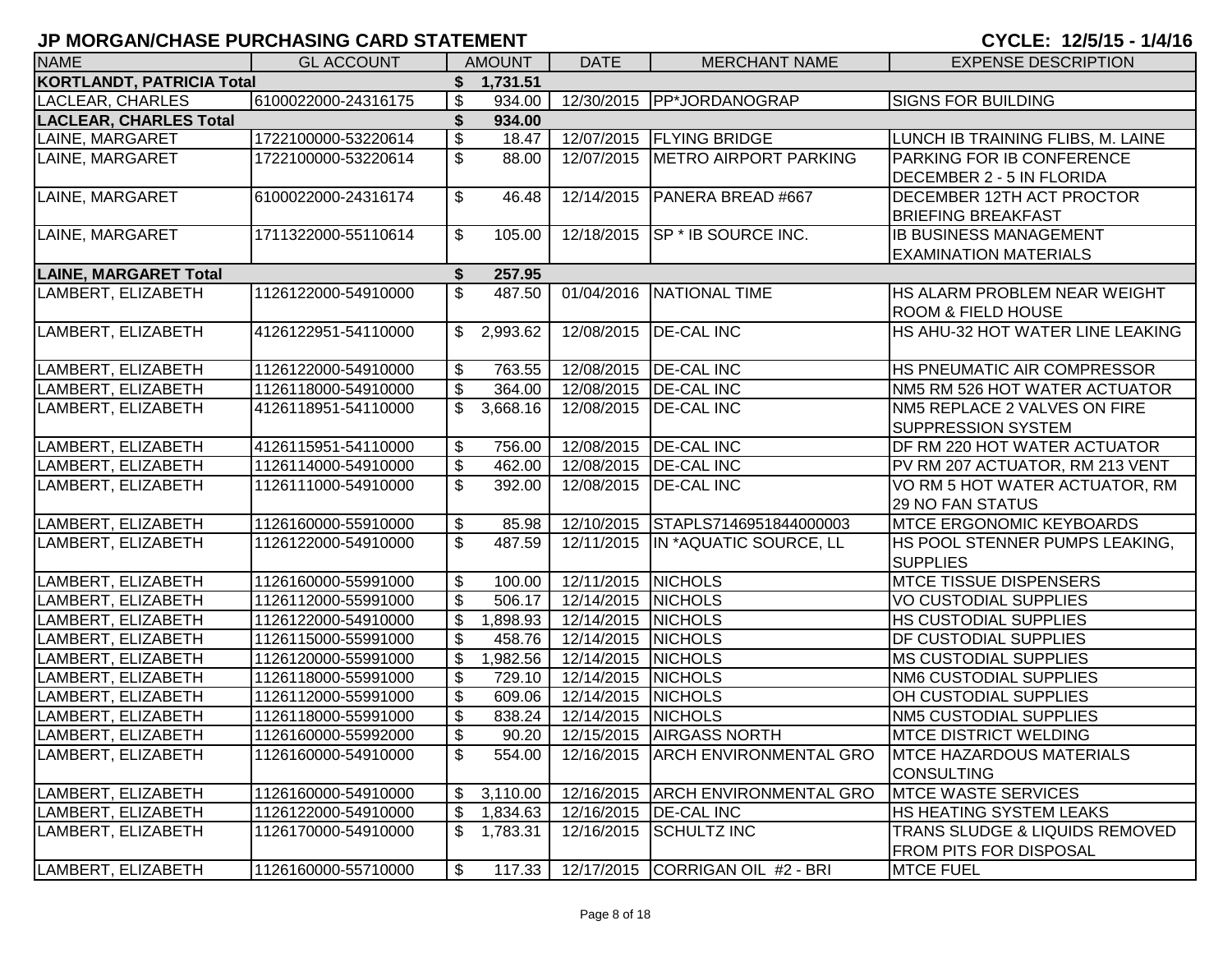## JP MORGAN/CHASE PURCHASING CARD STATEMENT

**CYCLE: 12/5/15 - 1/4/16**

| NAME | GL ACCOUNT | AMOUNT | DATE | MERCHANT NAME | EXPENSE DESCRIPTION |
|---|---|---|---|---|---|
| **KORTLANDT, PATRICIA Total** | | **$ 1,731.51** | | | |
| LACLEAR, CHARLES | 6100022000-24316175 | $ 934.00 | 12/30/2015 | PP*JORDANOGRAP | SIGNS FOR BUILDING |
| **LACLEAR, CHARLES Total** | | **$ 934.00** | | | |
| LAINE, MARGARET | 1722100000-53220614 | $ 18.47 | 12/07/2015 | FLYING BRIDGE | LUNCH IB TRAINING FLIBS, M. LAINE |
| LAINE, MARGARET | 1722100000-53220614 | $ 88.00 | 12/07/2015 | METRO AIRPORT PARKING | PARKING FOR IB CONFERENCE DECEMBER 2 - 5 IN FLORIDA |
| LAINE, MARGARET | 6100022000-24316174 | $ 46.48 | 12/14/2015 | PANERA BREAD #667 | DECEMBER 12TH ACT PROCTOR BRIEFING BREAKFAST |
| LAINE, MARGARET | 1711322000-55110614 | $ 105.00 | 12/18/2015 | SP * IB SOURCE INC. | IB BUSINESS MANAGEMENT EXAMINATION MATERIALS |
| **LAINE, MARGARET Total** | | **$ 257.95** | | | |
| LAMBERT, ELIZABETH | 1126122000-54910000 | $ 487.50 | 01/04/2016 | NATIONAL TIME | HS ALARM PROBLEM NEAR WEIGHT ROOM & FIELD HOUSE |
| LAMBERT, ELIZABETH | 4126122951-54110000 | $ 2,993.62 | 12/08/2015 | DE-CAL INC | HS AHU-32 HOT WATER LINE LEAKING |
| LAMBERT, ELIZABETH | 1126122000-54910000 | $ 763.55 | 12/08/2015 | DE-CAL INC | HS PNEUMATIC AIR COMPRESSOR |
| LAMBERT, ELIZABETH | 1126118000-54910000 | $ 364.00 | 12/08/2015 | DE-CAL INC | NM5 RM 526 HOT WATER ACTUATOR |
| LAMBERT, ELIZABETH | 4126118951-54110000 | $ 3,668.16 | 12/08/2015 | DE-CAL INC | NM5 REPLACE 2 VALVES ON FIRE SUPPRESSION SYSTEM |
| LAMBERT, ELIZABETH | 4126115951-54110000 | $ 756.00 | 12/08/2015 | DE-CAL INC | DF RM 220 HOT WATER ACTUATOR |
| LAMBERT, ELIZABETH | 1126114000-54910000 | $ 462.00 | 12/08/2015 | DE-CAL INC | PV RM 207 ACTUATOR, RM 213 VENT |
| LAMBERT, ELIZABETH | 1126111000-54910000 | $ 392.00 | 12/08/2015 | DE-CAL INC | VO RM 5 HOT WATER ACTUATOR, RM 29 NO FAN STATUS |
| LAMBERT, ELIZABETH | 1126160000-55910000 | $ 85.98 | 12/10/2015 | STAPLS7146951844000003 | MTCE ERGONOMIC KEYBOARDS |
| LAMBERT, ELIZABETH | 1126122000-54910000 | $ 487.59 | 12/11/2015 | IN *AQUATIC SOURCE, LL | HS POOL STENNER PUMPS LEAKING, SUPPLIES |
| LAMBERT, ELIZABETH | 1126160000-55991000 | $ 100.00 | 12/11/2015 | NICHOLS | MTCE TISSUE DISPENSERS |
| LAMBERT, ELIZABETH | 1126112000-55991000 | $ 506.17 | 12/14/2015 | NICHOLS | VO CUSTODIAL SUPPLIES |
| LAMBERT, ELIZABETH | 1126122000-55991000 | $ 1,898.93 | 12/14/2015 | NICHOLS | HS CUSTODIAL SUPPLIES |
| LAMBERT, ELIZABETH | 1126115000-55991000 | $ 458.76 | 12/14/2015 | NICHOLS | DF CUSTODIAL SUPPLIES |
| LAMBERT, ELIZABETH | 1126120000-55991000 | $ 1,982.56 | 12/14/2015 | NICHOLS | MS CUSTODIAL SUPPLIES |
| LAMBERT, ELIZABETH | 1126118000-55991000 | $ 729.10 | 12/14/2015 | NICHOLS | NM6 CUSTODIAL SUPPLIES |
| LAMBERT, ELIZABETH | 1126112000-55991000 | $ 609.06 | 12/14/2015 | NICHOLS | OH CUSTODIAL SUPPLIES |
| LAMBERT, ELIZABETH | 1126118000-55991000 | $ 838.24 | 12/14/2015 | NICHOLS | NM5 CUSTODIAL SUPPLIES |
| LAMBERT, ELIZABETH | 1126160000-55992000 | $ 90.20 | 12/15/2015 | AIRGASS NORTH | MTCE DISTRICT WELDING |
| LAMBERT, ELIZABETH | 1126160000-54910000 | $ 554.00 | 12/16/2015 | ARCH ENVIRONMENTAL GRO | MTCE HAZARDOUS MATERIALS CONSULTING |
| LAMBERT, ELIZABETH | 1126160000-54910000 | $ 3,110.00 | 12/16/2015 | ARCH ENVIRONMENTAL GRO | MTCE WASTE SERVICES |
| LAMBERT, ELIZABETH | 1126122000-54910000 | $ 1,834.63 | 12/16/2015 | DE-CAL INC | HS HEATING SYSTEM LEAKS |
| LAMBERT, ELIZABETH | 1126170000-54910000 | $ 1,783.31 | 12/16/2015 | SCHULTZ INC | TRANS SLUDGE & LIQUIDS REMOVED FROM PITS FOR DISPOSAL |
| LAMBERT, ELIZABETH | 1126160000-55710000 | $ 117.33 | 12/17/2015 | CORRIGAN OIL #2 - BRI | MTCE FUEL |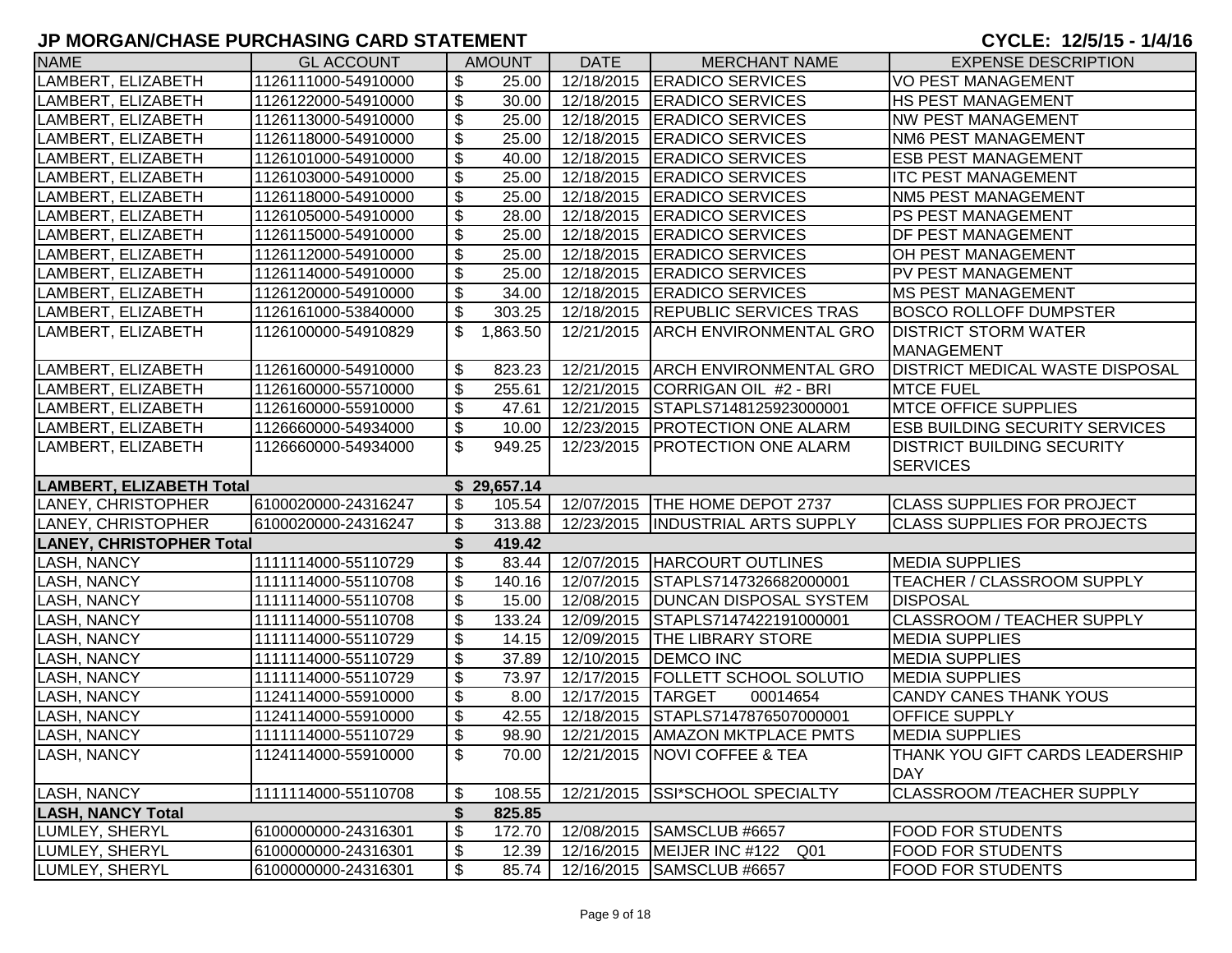## JP MORGAN/CHASE PURCHASING CARD STATEMENT

**CYCLE: 12/5/15 - 1/4/16**

| NAME | GL ACCOUNT | AMOUNT | DATE | MERCHANT NAME | EXPENSE DESCRIPTION |
|---|---|---|---|---|---|
| LAMBERT, ELIZABETH | 1126111000-54910000 | $ 25.00 | 12/18/2015 | ERADICO SERVICES | VO PEST MANAGEMENT |
| LAMBERT, ELIZABETH | 1126122000-54910000 | $ 30.00 | 12/18/2015 | ERADICO SERVICES | HS PEST MANAGEMENT |
| LAMBERT, ELIZABETH | 1126113000-54910000 | $ 25.00 | 12/18/2015 | ERADICO SERVICES | NW PEST MANAGEMENT |
| LAMBERT, ELIZABETH | 1126118000-54910000 | $ 25.00 | 12/18/2015 | ERADICO SERVICES | NM6 PEST MANAGEMENT |
| LAMBERT, ELIZABETH | 1126101000-54910000 | $ 40.00 | 12/18/2015 | ERADICO SERVICES | ESB PEST MANAGEMENT |
| LAMBERT, ELIZABETH | 1126103000-54910000 | $ 25.00 | 12/18/2015 | ERADICO SERVICES | ITC PEST MANAGEMENT |
| LAMBERT, ELIZABETH | 1126118000-54910000 | $ 25.00 | 12/18/2015 | ERADICO SERVICES | NM5 PEST MANAGEMENT |
| LAMBERT, ELIZABETH | 1126105000-54910000 | $ 28.00 | 12/18/2015 | ERADICO SERVICES | PS PEST MANAGEMENT |
| LAMBERT, ELIZABETH | 1126115000-54910000 | $ 25.00 | 12/18/2015 | ERADICO SERVICES | DF PEST MANAGEMENT |
| LAMBERT, ELIZABETH | 1126112000-54910000 | $ 25.00 | 12/18/2015 | ERADICO SERVICES | OH PEST MANAGEMENT |
| LAMBERT, ELIZABETH | 1126114000-54910000 | $ 25.00 | 12/18/2015 | ERADICO SERVICES | PV PEST MANAGEMENT |
| LAMBERT, ELIZABETH | 1126120000-54910000 | $ 34.00 | 12/18/2015 | ERADICO SERVICES | MS PEST MANAGEMENT |
| LAMBERT, ELIZABETH | 1126161000-53840000 | $ 303.25 | 12/18/2015 | REPUBLIC SERVICES TRAS | BOSCO ROLLOFF DUMPSTER |
| LAMBERT, ELIZABETH | 1126100000-54910829 | $ 1,863.50 | 12/21/2015 | ARCH ENVIRONMENTAL GRO | DISTRICT STORM WATER MANAGEMENT |
| LAMBERT, ELIZABETH | 1126160000-54910000 | $ 823.23 | 12/21/2015 | ARCH ENVIRONMENTAL GRO | DISTRICT MEDICAL WASTE DISPOSAL |
| LAMBERT, ELIZABETH | 1126160000-55710000 | $ 255.61 | 12/21/2015 | CORRIGAN OIL #2 - BRI | MTCE FUEL |
| LAMBERT, ELIZABETH | 1126160000-55910000 | $ 47.61 | 12/21/2015 | STAPLS7148125923000001 | MTCE OFFICE SUPPLIES |
| LAMBERT, ELIZABETH | 1126660000-54934000 | $ 10.00 | 12/23/2015 | PROTECTION ONE ALARM | ESB BUILDING SECURITY SERVICES |
| LAMBERT, ELIZABETH | 1126660000-54934000 | $ 949.25 | 12/23/2015 | PROTECTION ONE ALARM | DISTRICT BUILDING SECURITY SERVICES |
| **LAMBERT, ELIZABETH Total** | | **$ 29,657.14** | | | |
| LANEY, CHRISTOPHER | 6100020000-24316247 | $ 105.54 | 12/07/2015 | THE HOME DEPOT 2737 | CLASS SUPPLIES FOR PROJECT |
| LANEY, CHRISTOPHER | 6100020000-24316247 | $ 313.88 | 12/23/2015 | INDUSTRIAL ARTS SUPPLY | CLASS SUPPLIES FOR PROJECTS |
| **LANEY, CHRISTOPHER Total** | | **$ 419.42** | | | |
| LASH, NANCY | 1111114000-55110729 | $ 83.44 | 12/07/2015 | HARCOURT OUTLINES | MEDIA SUPPLIES |
| LASH, NANCY | 1111114000-55110708 | $ 140.16 | 12/07/2015 | STAPLS7147326682000001 | TEACHER / CLASSROOM SUPPLY |
| LASH, NANCY | 1111114000-55110708 | $ 15.00 | 12/08/2015 | DUNCAN DISPOSAL SYSTEM | DISPOSAL |
| LASH, NANCY | 1111114000-55110708 | $ 133.24 | 12/09/2015 | STAPLS7147422191000001 | CLASSROOM / TEACHER SUPPLY |
| LASH, NANCY | 1111114000-55110729 | $ 14.15 | 12/09/2015 | THE LIBRARY STORE | MEDIA SUPPLIES |
| LASH, NANCY | 1111114000-55110729 | $ 37.89 | 12/10/2015 | DEMCO INC | MEDIA SUPPLIES |
| LASH, NANCY | 1111114000-55110729 | $ 73.97 | 12/17/2015 | FOLLETT SCHOOL SOLUTIO | MEDIA SUPPLIES |
| LASH, NANCY | 1124114000-55910000 | $ 8.00 | 12/17/2015 | TARGET 00014654 | CANDY CANES THANK YOUS |
| LASH, NANCY | 1124114000-55910000 | $ 42.55 | 12/18/2015 | STAPLS7147876507000001 | OFFICE SUPPLY |
| LASH, NANCY | 1111114000-55110729 | $ 98.90 | 12/21/2015 | AMAZON MKTPLACE PMTS | MEDIA SUPPLIES |
| LASH, NANCY | 1124114000-55910000 | $ 70.00 | 12/21/2015 | NOVI COFFEE & TEA | THANK YOU GIFT CARDS LEADERSHIP DAY |
| LASH, NANCY | 1111114000-55110708 | $ 108.55 | 12/21/2015 | SSI*SCHOOL SPECIALTY | CLASSROOM /TEACHER SUPPLY |
| **LASH, NANCY Total** | | **$ 825.85** | | | |
| LUMLEY, SHERYL | 6100000000-24316301 | $ 172.70 | 12/08/2015 | SAMSCLUB #6657 | FOOD FOR STUDENTS |
| LUMLEY, SHERYL | 6100000000-24316301 | $ 12.39 | 12/16/2015 | MEIJER INC #122 Q01 | FOOD FOR STUDENTS |
| LUMLEY, SHERYL | 6100000000-24316301 | $ 85.74 | 12/16/2015 | SAMSCLUB #6657 | FOOD FOR STUDENTS |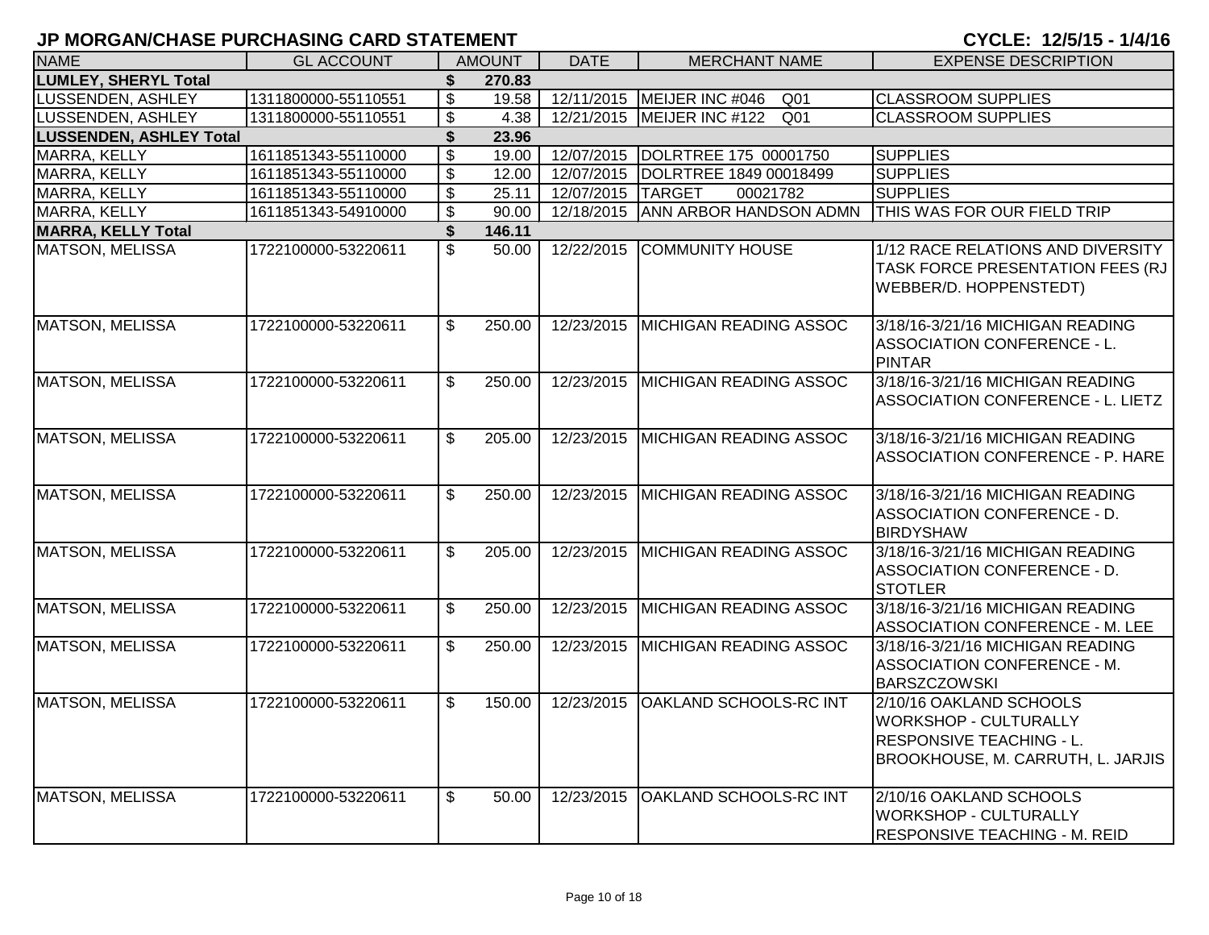## JP MORGAN/CHASE PURCHASING CARD STATEMENT

**CYCLE: 12/5/15 - 1/4/16**

| NAME | GL ACCOUNT | AMOUNT | DATE | MERCHANT NAME | EXPENSE DESCRIPTION |
|---|---|---|---|---|---|
| **LUMLEY, SHERYL Total** | | **$ 270.83** | | | |
| LUSSENDEN, ASHLEY | 1311800000-55110551 | $ 19.58 | 12/11/2015 | MEIJER INC #046 Q01 | CLASSROOM SUPPLIES |
| LUSSENDEN, ASHLEY | 1311800000-55110551 | $ 4.38 | 12/21/2015 | MEIJER INC #122 Q01 | CLASSROOM SUPPLIES |
| **LUSSENDEN, ASHLEY Total** | | **$ 23.96** | | | |
| MARRA, KELLY | 1611851343-55110000 | $ 19.00 | 12/07/2015 | DOLRTREE 175 00001750 | SUPPLIES |
| MARRA, KELLY | 1611851343-55110000 | $ 12.00 | 12/07/2015 | DOLRTREE 1849 00018499 | SUPPLIES |
| MARRA, KELLY | 1611851343-55110000 | $ 25.11 | 12/07/2015 | TARGET 00021782 | SUPPLIES |
| MARRA, KELLY | 1611851343-54910000 | $ 90.00 | 12/18/2015 | ANN ARBOR HANDSON ADMN | THIS WAS FOR OUR FIELD TRIP |
| **MARRA, KELLY Total** | | **$ 146.11** | | | |
| MATSON, MELISSA | 1722100000-53220611 | $ 50.00 | 12/22/2015 | COMMUNITY HOUSE | 1/12 RACE RELATIONS AND DIVERSITY TASK FORCE PRESENTATION FEES (RJ WEBBER/D. HOPPENSTEDT) |
| MATSON, MELISSA | 1722100000-53220611 | $ 250.00 | 12/23/2015 | MICHIGAN READING ASSOC | 3/18/16-3/21/16 MICHIGAN READING ASSOCIATION CONFERENCE - L. PINTAR |
| MATSON, MELISSA | 1722100000-53220611 | $ 250.00 | 12/23/2015 | MICHIGAN READING ASSOC | 3/18/16-3/21/16 MICHIGAN READING ASSOCIATION CONFERENCE - L. LIETZ |
| MATSON, MELISSA | 1722100000-53220611 | $ 205.00 | 12/23/2015 | MICHIGAN READING ASSOC | 3/18/16-3/21/16 MICHIGAN READING ASSOCIATION CONFERENCE - P. HARE |
| MATSON, MELISSA | 1722100000-53220611 | $ 250.00 | 12/23/2015 | MICHIGAN READING ASSOC | 3/18/16-3/21/16 MICHIGAN READING ASSOCIATION CONFERENCE - D. BIRDYSHAW |
| MATSON, MELISSA | 1722100000-53220611 | $ 205.00 | 12/23/2015 | MICHIGAN READING ASSOC | 3/18/16-3/21/16 MICHIGAN READING ASSOCIATION CONFERENCE - D. STOTLER |
| MATSON, MELISSA | 1722100000-53220611 | $ 250.00 | 12/23/2015 | MICHIGAN READING ASSOC | 3/18/16-3/21/16 MICHIGAN READING ASSOCIATION CONFERENCE - M. LEE |
| MATSON, MELISSA | 1722100000-53220611 | $ 250.00 | 12/23/2015 | MICHIGAN READING ASSOC | 3/18/16-3/21/16 MICHIGAN READING ASSOCIATION CONFERENCE - M. BARSZCZOWSKI |
| MATSON, MELISSA | 1722100000-53220611 | $ 150.00 | 12/23/2015 | OAKLAND SCHOOLS-RC INT | 2/10/16 OAKLAND SCHOOLS WORKSHOP - CULTURALLY RESPONSIVE TEACHING - L. BROOKHOUSE, M. CARRUTH, L. JARJIS |
| MATSON, MELISSA | 1722100000-53220611 | $ 50.00 | 12/23/2015 | OAKLAND SCHOOLS-RC INT | 2/10/16 OAKLAND SCHOOLS WORKSHOP - CULTURALLY RESPONSIVE TEACHING - M. REID |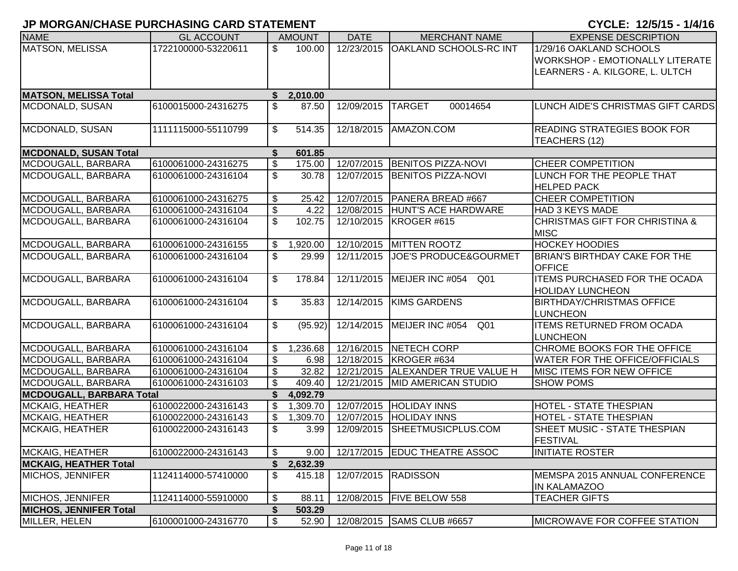# JP MORGAN/CHASE PURCHASING CARD STATEMENT

**CYCLE: 12/5/15 - 1/4/16**

| NAME | GL ACCOUNT | AMOUNT | DATE | MERCHANT NAME | EXPENSE DESCRIPTION |
|---|---|---|---|---|---|
| MATSON, MELISSA | 1722100000-53220611 | $ 100.00 | 12/23/2015 | OAKLAND SCHOOLS-RC INT | 1/29/16 OAKLAND SCHOOLS WORKSHOP - EMOTIONALLY LITERATE LEARNERS - A. KILGORE, L. ULTCH |
| **MATSON, MELISSA Total** | | **$ 2,010.00** | | | |
| MCDONALD, SUSAN | 6100015000-24316275 | $ 87.50 | 12/09/2015 | TARGET 00014654 | LUNCH AIDE'S CHRISTMAS GIFT CARDS |
| MCDONALD, SUSAN | 1111115000-55110799 | $ 514.35 | 12/18/2015 | AMAZON.COM | READING STRATEGIES BOOK FOR TEACHERS (12) |
| **MCDONALD, SUSAN Total** | | **$ 601.85** | | | |
| MCDOUGALL, BARBARA | 6100061000-24316275 | $ 175.00 | 12/07/2015 | BENITOS PIZZA-NOVI | CHEER COMPETITION |
| MCDOUGALL, BARBARA | 6100061000-24316104 | $ 30.78 | 12/07/2015 | BENITOS PIZZA-NOVI | LUNCH FOR THE PEOPLE THAT HELPED PACK |
| MCDOUGALL, BARBARA | 6100061000-24316275 | $ 25.42 | 12/07/2015 | PANERA BREAD #667 | CHEER COMPETITION |
| MCDOUGALL, BARBARA | 6100061000-24316104 | $ 4.22 | 12/08/2015 | HUNT'S ACE HARDWARE | HAD 3 KEYS MADE |
| MCDOUGALL, BARBARA | 6100061000-24316104 | $ 102.75 | 12/10/2015 | KROGER #615 | CHRISTMAS GIFT FOR CHRISTINA & MISC |
| MCDOUGALL, BARBARA | 6100061000-24316155 | $ 1,920.00 | 12/10/2015 | MITTEN ROOTZ | HOCKEY HOODIES |
| MCDOUGALL, BARBARA | 6100061000-24316104 | $ 29.99 | 12/11/2015 | JOE'S PRODUCE&GOURMET | BRIAN'S BIRTHDAY CAKE FOR THE OFFICE |
| MCDOUGALL, BARBARA | 6100061000-24316104 | $ 178.84 | 12/11/2015 | MEIJER INC #054 Q01 | ITEMS PURCHASED FOR THE OCADA HOLIDAY LUNCHEON |
| MCDOUGALL, BARBARA | 6100061000-24316104 | $ 35.83 | 12/14/2015 | KIMS GARDENS | BIRTHDAY/CHRISTMAS OFFICE LUNCHEON |
| MCDOUGALL, BARBARA | 6100061000-24316104 | $ (95.92) | 12/14/2015 | MEIJER INC #054 Q01 | ITEMS RETURNED FROM OCADA LUNCHEON |
| MCDOUGALL, BARBARA | 6100061000-24316104 | $ 1,236.68 | 12/16/2015 | NETECH CORP | CHROME BOOKS FOR THE OFFICE |
| MCDOUGALL, BARBARA | 6100061000-24316104 | $ 6.98 | 12/18/2015 | KROGER #634 | WATER FOR THE OFFICE/OFFICIALS |
| MCDOUGALL, BARBARA | 6100061000-24316104 | $ 32.82 | 12/21/2015 | ALEXANDER TRUE VALUE H | MISC ITEMS FOR NEW OFFICE |
| MCDOUGALL, BARBARA | 6100061000-24316103 | $ 409.40 | 12/21/2015 | MID AMERICAN STUDIO | SHOW POMS |
| **MCDOUGALL, BARBARA Total** | | **$ 4,092.79** | | | |
| MCKAIG, HEATHER | 6100022000-24316143 | $ 1,309.70 | 12/07/2015 | HOLIDAY INNS | HOTEL - STATE THESPIAN |
| MCKAIG, HEATHER | 6100022000-24316143 | $ 1,309.70 | 12/07/2015 | HOLIDAY INNS | HOTEL - STATE THESPIAN |
| MCKAIG, HEATHER | 6100022000-24316143 | $ 3.99 | 12/09/2015 | SHEETMUSICPLUS.COM | SHEET MUSIC - STATE THESPIAN FESTIVAL |
| MCKAIG, HEATHER | 6100022000-24316143 | $ 9.00 | 12/17/2015 | EDUC THEATRE ASSOC | INITIATE ROSTER |
| **MCKAIG, HEATHER Total** | | **$ 2,632.39** | | | |
| MICHOS, JENNIFER | 1124114000-57410000 | $ 415.18 | 12/07/2015 | RADISSON | MEMSPA 2015 ANNUAL CONFERENCE IN KALAMAZOO |
| MICHOS, JENNIFER | 1124114000-55910000 | $ 88.11 | 12/08/2015 | FIVE BELOW 558 | TEACHER GIFTS |
| **MICHOS, JENNIFER Total** | | **$ 503.29** | | | |
| MILLER, HELEN | 6100001000-24316770 | $ 52.90 | 12/08/2015 | SAMS CLUB #6657 | MICROWAVE FOR COFFEE STATION |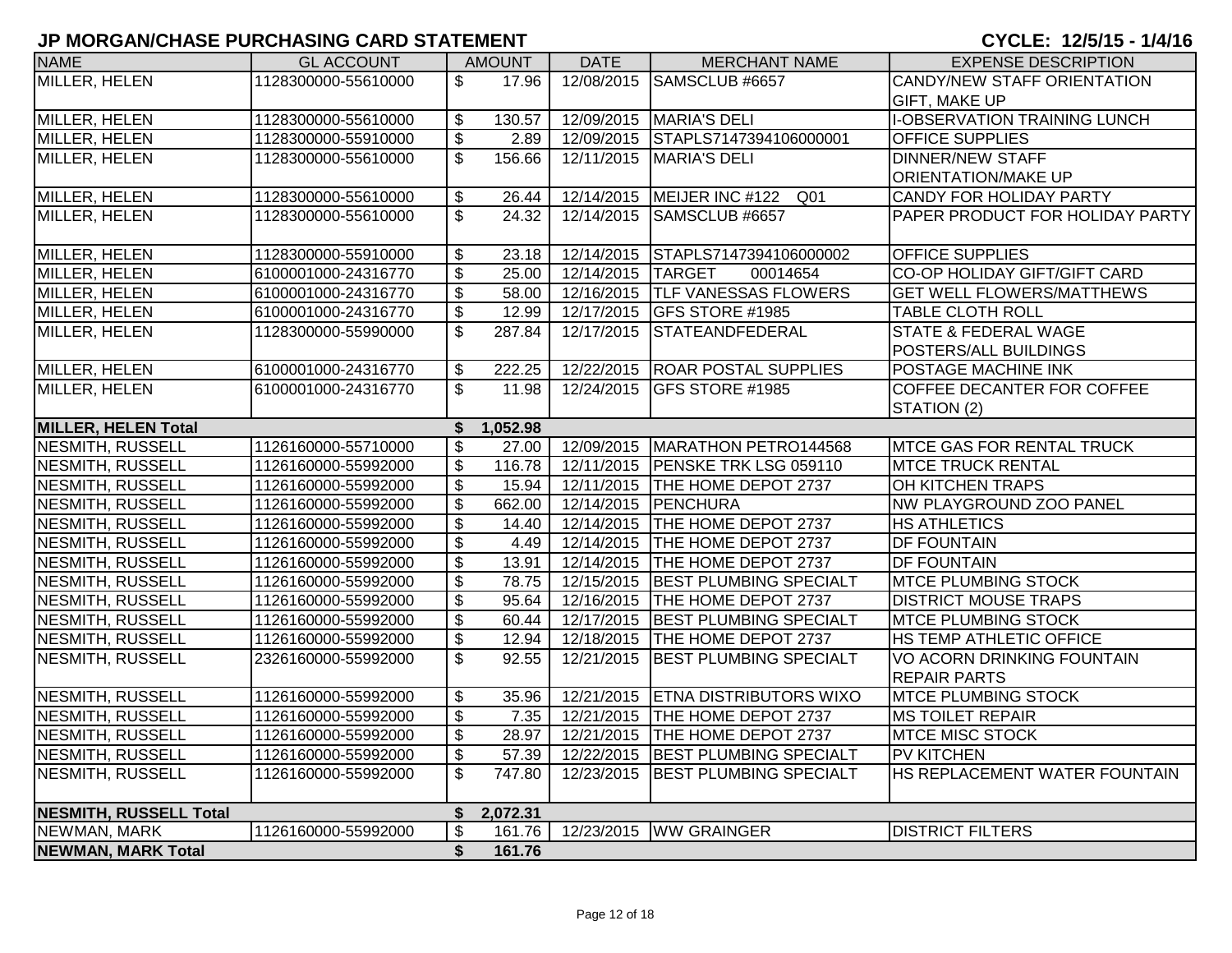# JP MORGAN/CHASE PURCHASING CARD STATEMENT

**CYCLE: 12/5/15 - 1/4/16**

| NAME | GL ACCOUNT | AMOUNT | DATE | MERCHANT NAME | EXPENSE DESCRIPTION |
|---|---|---|---|---|---|
| MILLER, HELEN | 1128300000-55610000 | $ 17.96 | 12/08/2015 | SAMSCLUB #6657 | CANDY/NEW STAFF ORIENTATION GIFT, MAKE UP |
| MILLER, HELEN | 1128300000-55610000 | $ 130.57 | 12/09/2015 | MARIA'S DELI | I-OBSERVATION TRAINING LUNCH |
| MILLER, HELEN | 1128300000-55910000 | $ 2.89 | 12/09/2015 | STAPLS7147394106000001 | OFFICE SUPPLIES |
| MILLER, HELEN | 1128300000-55610000 | $ 156.66 | 12/11/2015 | MARIA'S DELI | DINNER/NEW STAFF ORIENTATION/MAKE UP |
| MILLER, HELEN | 1128300000-55610000 | $ 26.44 | 12/14/2015 | MEIJER INC #122 Q01 | CANDY FOR HOLIDAY PARTY |
| MILLER, HELEN | 1128300000-55610000 | $ 24.32 | 12/14/2015 | SAMSCLUB #6657 | PAPER PRODUCT FOR HOLIDAY PARTY |
| MILLER, HELEN | 1128300000-55910000 | $ 23.18 | 12/14/2015 | STAPLS7147394106000002 | OFFICE SUPPLIES |
| MILLER, HELEN | 6100001000-24316770 | $ 25.00 | 12/14/2015 | TARGET 00014654 | CO-OP HOLIDAY GIFT/GIFT CARD |
| MILLER, HELEN | 6100001000-24316770 | $ 58.00 | 12/16/2015 | TLF VANESSAS FLOWERS | GET WELL FLOWERS/MATTHEWS |
| MILLER, HELEN | 6100001000-24316770 | $ 12.99 | 12/17/2015 | GFS STORE #1985 | TABLE CLOTH ROLL |
| MILLER, HELEN | 1128300000-55990000 | $ 287.84 | 12/17/2015 | STATEANDFEDERAL | STATE & FEDERAL WAGE POSTERS/ALL BUILDINGS |
| MILLER, HELEN | 6100001000-24316770 | $ 222.25 | 12/22/2015 | ROAR POSTAL SUPPLIES | POSTAGE MACHINE INK |
| MILLER, HELEN | 6100001000-24316770 | $ 11.98 | 12/24/2015 | GFS STORE #1985 | COFFEE DECANTER FOR COFFEE STATION (2) |
| **MILLER, HELEN Total** | | **$ 1,052.98** | | | |
| NESMITH, RUSSELL | 1126160000-55710000 | $ 27.00 | 12/09/2015 | MARATHON PETRO144568 | MTCE GAS FOR RENTAL TRUCK |
| NESMITH, RUSSELL | 1126160000-55992000 | $ 116.78 | 12/11/2015 | PENSKE TRK LSG 059110 | MTCE TRUCK RENTAL |
| NESMITH, RUSSELL | 1126160000-55992000 | $ 15.94 | 12/11/2015 | THE HOME DEPOT 2737 | OH KITCHEN TRAPS |
| NESMITH, RUSSELL | 1126160000-55992000 | $ 662.00 | 12/14/2015 | PENCHURA | NW PLAYGROUND ZOO PANEL |
| NESMITH, RUSSELL | 1126160000-55992000 | $ 14.40 | 12/14/2015 | THE HOME DEPOT 2737 | HS ATHLETICS |
| NESMITH, RUSSELL | 1126160000-55992000 | $ 4.49 | 12/14/2015 | THE HOME DEPOT 2737 | DF FOUNTAIN |
| NESMITH, RUSSELL | 1126160000-55992000 | $ 13.91 | 12/14/2015 | THE HOME DEPOT 2737 | DF FOUNTAIN |
| NESMITH, RUSSELL | 1126160000-55992000 | $ 78.75 | 12/15/2015 | BEST PLUMBING SPECIALT | MTCE PLUMBING STOCK |
| NESMITH, RUSSELL | 1126160000-55992000 | $ 95.64 | 12/16/2015 | THE HOME DEPOT 2737 | DISTRICT MOUSE TRAPS |
| NESMITH, RUSSELL | 1126160000-55992000 | $ 60.44 | 12/17/2015 | BEST PLUMBING SPECIALT | MTCE PLUMBING STOCK |
| NESMITH, RUSSELL | 1126160000-55992000 | $ 12.94 | 12/18/2015 | THE HOME DEPOT 2737 | HS TEMP ATHLETIC OFFICE |
| NESMITH, RUSSELL | 2326160000-55992000 | $ 92.55 | 12/21/2015 | BEST PLUMBING SPECIALT | VO ACORN DRINKING FOUNTAIN REPAIR PARTS |
| NESMITH, RUSSELL | 1126160000-55992000 | $ 35.96 | 12/21/2015 | ETNA DISTRIBUTORS WIXO | MTCE PLUMBING STOCK |
| NESMITH, RUSSELL | 1126160000-55992000 | $ 7.35 | 12/21/2015 | THE HOME DEPOT 2737 | MS TOILET REPAIR |
| NESMITH, RUSSELL | 1126160000-55992000 | $ 28.97 | 12/21/2015 | THE HOME DEPOT 2737 | MTCE MISC STOCK |
| NESMITH, RUSSELL | 1126160000-55992000 | $ 57.39 | 12/22/2015 | BEST PLUMBING SPECIALT | PV KITCHEN |
| NESMITH, RUSSELL | 1126160000-55992000 | $ 747.80 | 12/23/2015 | BEST PLUMBING SPECIALT | HS REPLACEMENT WATER FOUNTAIN |
| **NESMITH, RUSSELL Total** | | **$ 2,072.31** | | | |
| NEWMAN, MARK | 1126160000-55992000 | $ 161.76 | 12/23/2015 | WW GRAINGER | DISTRICT FILTERS |
| **NEWMAN, MARK Total** | | **$ 161.76** | | | |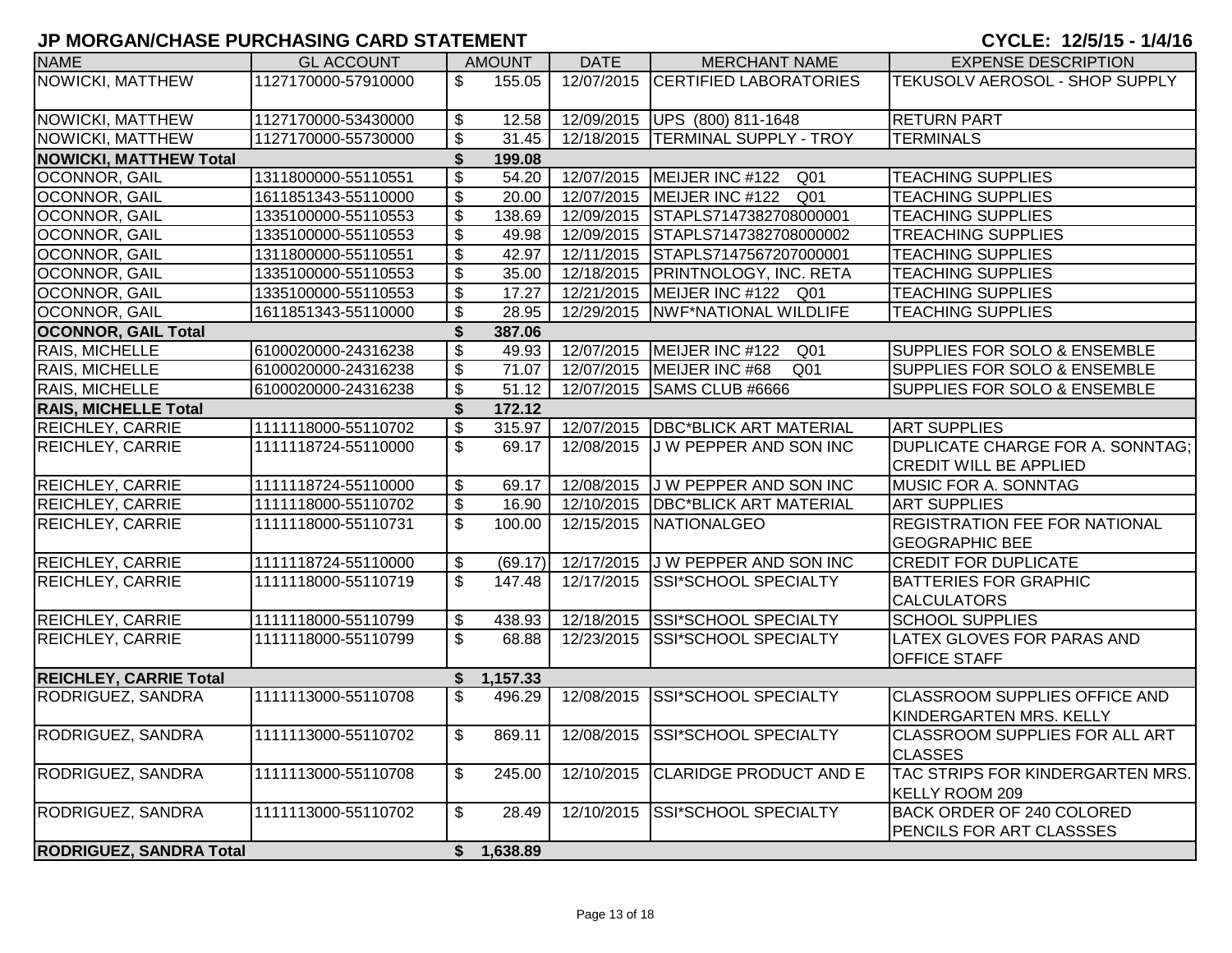# JP MORGAN/CHASE PURCHASING CARD STATEMENT

**CYCLE: 12/5/15 - 1/4/16**

| NAME | GL ACCOUNT | AMOUNT | DATE | MERCHANT NAME | EXPENSE DESCRIPTION |
|---|---|---|---|---|---|
| NOWICKI, MATTHEW | 1127170000-57910000 | $ 155.05 | 12/07/2015 | CERTIFIED LABORATORIES | TEKUSOLV AEROSOL - SHOP SUPPLY |
| NOWICKI, MATTHEW | 1127170000-53430000 | $ 12.58 | 12/09/2015 | UPS (800) 811-1648 | RETURN PART |
| NOWICKI, MATTHEW | 1127170000-55730000 | $ 31.45 | 12/18/2015 | TERMINAL SUPPLY - TROY | TERMINALS |
| **NOWICKI, MATTHEW Total** | | **$ 199.08** | | | |
| OCONNOR, GAIL | 1311800000-55110551 | $ 54.20 | 12/07/2015 | MEIJER INC #122 Q01 | TEACHING SUPPLIES |
| OCONNOR, GAIL | 1611851343-55110000 | $ 20.00 | 12/07/2015 | MEIJER INC #122 Q01 | TEACHING SUPPLIES |
| OCONNOR, GAIL | 1335100000-55110553 | $ 138.69 | 12/09/2015 | STAPLS7147382708000001 | TEACHING SUPPLIES |
| OCONNOR, GAIL | 1335100000-55110553 | $ 49.98 | 12/09/2015 | STAPLS7147382708000002 | TREACHING SUPPLIES |
| OCONNOR, GAIL | 1311800000-55110551 | $ 42.97 | 12/11/2015 | STAPLS7147567207000001 | TEACHING SUPPLIES |
| OCONNOR, GAIL | 1335100000-55110553 | $ 35.00 | 12/18/2015 | PRINTNOLOGY, INC. RETA | TEACHING SUPPLIES |
| OCONNOR, GAIL | 1335100000-55110553 | $ 17.27 | 12/21/2015 | MEIJER INC #122 Q01 | TEACHING SUPPLIES |
| OCONNOR, GAIL | 1611851343-55110000 | $ 28.95 | 12/29/2015 | NWF*NATIONAL WILDLIFE | TEACHING SUPPLIES |
| **OCONNOR, GAIL Total** | | **$ 387.06** | | | |
| RAIS, MICHELLE | 6100020000-24316238 | $ 49.93 | 12/07/2015 | MEIJER INC #122 Q01 | SUPPLIES FOR SOLO & ENSEMBLE |
| RAIS, MICHELLE | 6100020000-24316238 | $ 71.07 | 12/07/2015 | MEIJER INC #68 Q01 | SUPPLIES FOR SOLO & ENSEMBLE |
| RAIS, MICHELLE | 6100020000-24316238 | $ 51.12 | 12/07/2015 | SAMS CLUB #6666 | SUPPLIES FOR SOLO & ENSEMBLE |
| **RAIS, MICHELLE Total** | | **$ 172.12** | | | |
| REICHLEY, CARRIE | 1111118000-55110702 | $ 315.97 | 12/07/2015 | DBC*BLICK ART MATERIAL | ART SUPPLIES |
| REICHLEY, CARRIE | 1111118724-55110000 | $ 69.17 | 12/08/2015 | J W PEPPER AND SON INC | DUPLICATE CHARGE FOR A. SONNTAG; CREDIT WILL BE APPLIED |
| REICHLEY, CARRIE | 1111118724-55110000 | $ 69.17 | 12/08/2015 | J W PEPPER AND SON INC | MUSIC FOR A. SONNTAG |
| REICHLEY, CARRIE | 1111118000-55110702 | $ 16.90 | 12/10/2015 | DBC*BLICK ART MATERIAL | ART SUPPLIES |
| REICHLEY, CARRIE | 1111118000-55110731 | $ 100.00 | 12/15/2015 | NATIONALGEO | REGISTRATION FEE FOR NATIONAL GEOGRAPHIC BEE |
| REICHLEY, CARRIE | 1111118724-55110000 | $ (69.17) | 12/17/2015 | J W PEPPER AND SON INC | CREDIT FOR DUPLICATE |
| REICHLEY, CARRIE | 1111118000-55110719 | $ 147.48 | 12/17/2015 | SSI*SCHOOL SPECIALTY | BATTERIES FOR GRAPHIC CALCULATORS |
| REICHLEY, CARRIE | 1111118000-55110799 | $ 438.93 | 12/18/2015 | SSI*SCHOOL SPECIALTY | SCHOOL SUPPLIES |
| REICHLEY, CARRIE | 1111118000-55110799 | $ 68.88 | 12/23/2015 | SSI*SCHOOL SPECIALTY | LATEX GLOVES FOR PARAS AND OFFICE STAFF |
| **REICHLEY, CARRIE Total** | | **$ 1,157.33** | | | |
| RODRIGUEZ, SANDRA | 1111113000-55110708 | $ 496.29 | 12/08/2015 | SSI*SCHOOL SPECIALTY | CLASSROOM SUPPLIES OFFICE AND KINDERGARTEN MRS. KELLY |
| RODRIGUEZ, SANDRA | 1111113000-55110702 | $ 869.11 | 12/08/2015 | SSI*SCHOOL SPECIALTY | CLASSROOM SUPPLIES FOR ALL ART CLASSES |
| RODRIGUEZ, SANDRA | 1111113000-55110708 | $ 245.00 | 12/10/2015 | CLARIDGE PRODUCT AND E | TAC STRIPS FOR KINDERGARTEN MRS. KELLY ROOM 209 |
| RODRIGUEZ, SANDRA | 1111113000-55110702 | $ 28.49 | 12/10/2015 | SSI*SCHOOL SPECIALTY | BACK ORDER OF 240 COLORED PENCILS FOR ART CLASSSES |
| **RODRIGUEZ, SANDRA Total** | | **$ 1,638.89** | | | |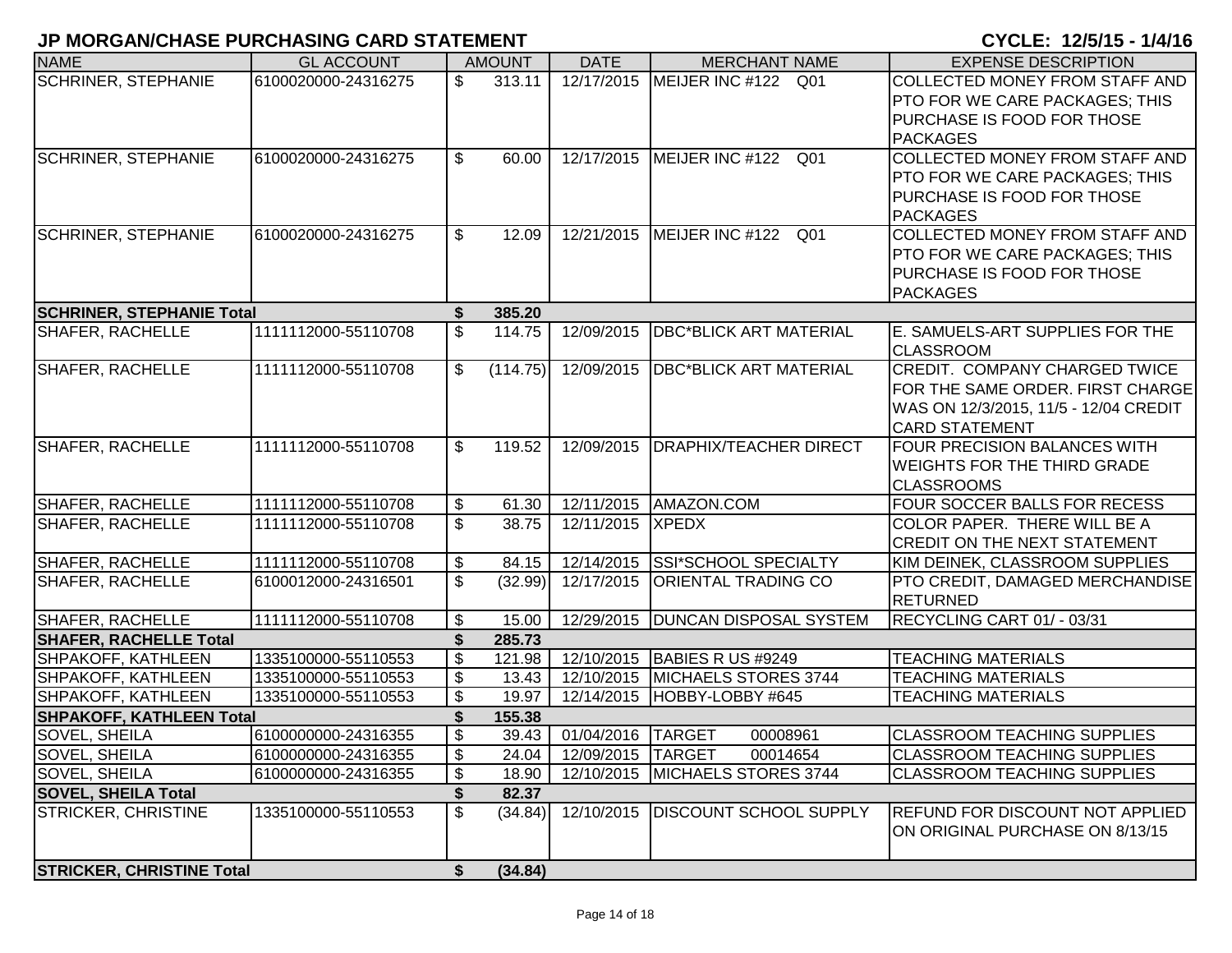# JP MORGAN/CHASE PURCHASING CARD STATEMENT

**CYCLE: 12/5/15 - 1/4/16**

| NAME | GL ACCOUNT | AMOUNT | DATE | MERCHANT NAME | EXPENSE DESCRIPTION |
|---|---|---|---|---|---|
| SCHRINER, STEPHANIE | 6100020000-24316275 | $ 313.11 | 12/17/2015 | MEIJER INC #122 Q01 | COLLECTED MONEY FROM STAFF AND PTO FOR WE CARE PACKAGES; THIS PURCHASE IS FOOD FOR THOSE PACKAGES |
| SCHRINER, STEPHANIE | 6100020000-24316275 | $ 60.00 | 12/17/2015 | MEIJER INC #122 Q01 | COLLECTED MONEY FROM STAFF AND PTO FOR WE CARE PACKAGES; THIS PURCHASE IS FOOD FOR THOSE PACKAGES |
| SCHRINER, STEPHANIE | 6100020000-24316275 | $ 12.09 | 12/21/2015 | MEIJER INC #122 Q01 | COLLECTED MONEY FROM STAFF AND PTO FOR WE CARE PACKAGES; THIS PURCHASE IS FOOD FOR THOSE PACKAGES |
| **SCHRINER, STEPHANIE Total** | | **$ 385.20** | | | |
| SHAFER, RACHELLE | 1111112000-55110708 | $ 114.75 | 12/09/2015 | DBC*BLICK ART MATERIAL | E. SAMUELS-ART SUPPLIES FOR THE CLASSROOM |
| SHAFER, RACHELLE | 1111112000-55110708 | $ (114.75) | 12/09/2015 | DBC*BLICK ART MATERIAL | CREDIT. COMPANY CHARGED TWICE FOR THE SAME ORDER. FIRST CHARGE WAS ON 12/3/2015, 11/5 - 12/04 CREDIT CARD STATEMENT |
| SHAFER, RACHELLE | 1111112000-55110708 | $ 119.52 | 12/09/2015 | DRAPHIX/TEACHER DIRECT | FOUR PRECISION BALANCES WITH WEIGHTS FOR THE THIRD GRADE CLASSROOMS |
| SHAFER, RACHELLE | 1111112000-55110708 | $ 61.30 | 12/11/2015 | AMAZON.COM | FOUR SOCCER BALLS FOR RECESS |
| SHAFER, RACHELLE | 1111112000-55110708 | $ 38.75 | 12/11/2015 | XPEDX | COLOR PAPER. THERE WILL BE A CREDIT ON THE NEXT STATEMENT |
| SHAFER, RACHELLE | 1111112000-55110708 | $ 84.15 | 12/14/2015 | SSI*SCHOOL SPECIALTY | KIM DEINEK, CLASSROOM SUPPLIES |
| SHAFER, RACHELLE | 6100012000-24316501 | $ (32.99) | 12/17/2015 | ORIENTAL TRADING CO | PTO CREDIT, DAMAGED MERCHANDISE RETURNED |
| SHAFER, RACHELLE | 1111112000-55110708 | $ 15.00 | 12/29/2015 | DUNCAN DISPOSAL SYSTEM | RECYCLING CART 01/ - 03/31 |
| **SHAFER, RACHELLE Total** | | **$ 285.73** | | | |
| SHPAKOFF, KATHLEEN | 1335100000-55110553 | $ 121.98 | 12/10/2015 | BABIES R US #9249 | TEACHING MATERIALS |
| SHPAKOFF, KATHLEEN | 1335100000-55110553 | $ 13.43 | 12/10/2015 | MICHAELS STORES 3744 | TEACHING MATERIALS |
| SHPAKOFF, KATHLEEN | 1335100000-55110553 | $ 19.97 | 12/14/2015 | HOBBY-LOBBY #645 | TEACHING MATERIALS |
| **SHPAKOFF, KATHLEEN Total** | | **$ 155.38** | | | |
| SOVEL, SHEILA | 6100000000-24316355 | $ 39.43 | 01/04/2016 | TARGET 00008961 | CLASSROOM TEACHING SUPPLIES |
| SOVEL, SHEILA | 6100000000-24316355 | $ 24.04 | 12/09/2015 | TARGET 00014654 | CLASSROOM TEACHING SUPPLIES |
| SOVEL, SHEILA | 6100000000-24316355 | $ 18.90 | 12/10/2015 | MICHAELS STORES 3744 | CLASSROOM TEACHING SUPPLIES |
| **SOVEL, SHEILA Total** | | **$ 82.37** | | | |
| STRICKER, CHRISTINE | 1335100000-55110553 | $ (34.84) | 12/10/2015 | DISCOUNT SCHOOL SUPPLY | REFUND FOR DISCOUNT NOT APPLIED ON ORIGINAL PURCHASE ON 8/13/15 |
| **STRICKER, CHRISTINE Total** | | **$ (34.84)** | | | |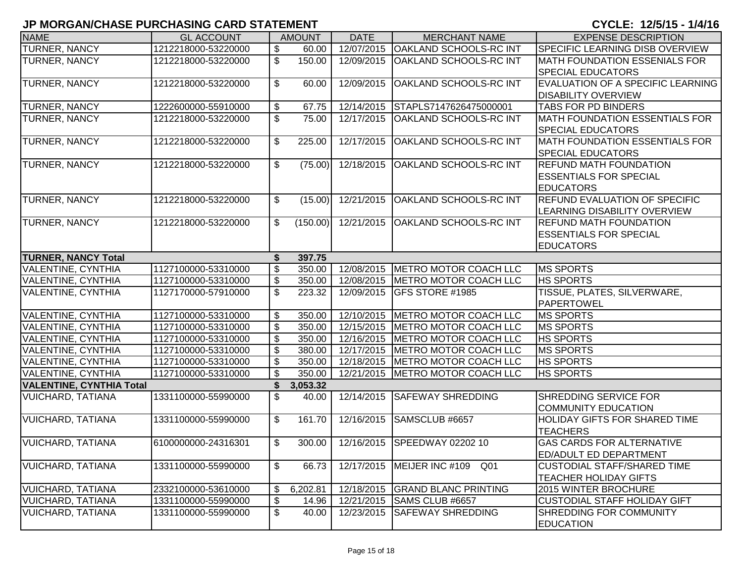## JP MORGAN/CHASE PURCHASING CARD STATEMENT

**CYCLE: 12/5/15 - 1/4/16**

| NAME | GL ACCOUNT | AMOUNT | DATE | MERCHANT NAME | EXPENSE DESCRIPTION |
|---|---|---|---|---|---|
| TURNER, NANCY | 1212218000-53220000 | $ 60.00 | 12/07/2015 | OAKLAND SCHOOLS-RC INT | SPECIFIC LEARNING DISB OVERVIEW |
| TURNER, NANCY | 1212218000-53220000 | $ 150.00 | 12/09/2015 | OAKLAND SCHOOLS-RC INT | MATH FOUNDATION ESSENIALS FOR SPECIAL EDUCATORS |
| TURNER, NANCY | 1212218000-53220000 | $ 60.00 | 12/09/2015 | OAKLAND SCHOOLS-RC INT | EVALUATION OF A SPECIFIC LEARNING DISABILITY OVERVIEW |
| TURNER, NANCY | 1222600000-55910000 | $ 67.75 | 12/14/2015 | STAPLS7147626475000001 | TABS FOR PD BINDERS |
| TURNER, NANCY | 1212218000-53220000 | $ 75.00 | 12/17/2015 | OAKLAND SCHOOLS-RC INT | MATH FOUNDATION ESSENTIALS FOR SPECIAL EDUCATORS |
| TURNER, NANCY | 1212218000-53220000 | $ 225.00 | 12/17/2015 | OAKLAND SCHOOLS-RC INT | MATH FOUNDATION ESSENTIALS FOR SPECIAL EDUCATORS |
| TURNER, NANCY | 1212218000-53220000 | $ (75.00) | 12/18/2015 | OAKLAND SCHOOLS-RC INT | REFUND MATH FOUNDATION ESSENTIALS FOR SPECIAL EDUCATORS |
| TURNER, NANCY | 1212218000-53220000 | $ (15.00) | 12/21/2015 | OAKLAND SCHOOLS-RC INT | REFUND EVALUATION OF SPECIFIC LEARNING DISABILITY OVERVIEW |
| TURNER, NANCY | 1212218000-53220000 | $ (150.00) | 12/21/2015 | OAKLAND SCHOOLS-RC INT | REFUND MATH FOUNDATION ESSENTIALS FOR SPECIAL EDUCATORS |
| **TURNER, NANCY Total** | | **$ 397.75** | | | |
| VALENTINE, CYNTHIA | 1127100000-53310000 | $ 350.00 | 12/08/2015 | METRO MOTOR COACH LLC | MS SPORTS |
| VALENTINE, CYNTHIA | 1127100000-53310000 | $ 350.00 | 12/08/2015 | METRO MOTOR COACH LLC | HS SPORTS |
| VALENTINE, CYNTHIA | 1127170000-57910000 | $ 223.32 | 12/09/2015 | GFS STORE #1985 | TISSUE, PLATES, SILVERWARE, PAPERTOWEL |
| VALENTINE, CYNTHIA | 1127100000-53310000 | $ 350.00 | 12/10/2015 | METRO MOTOR COACH LLC | MS SPORTS |
| VALENTINE, CYNTHIA | 1127100000-53310000 | $ 350.00 | 12/15/2015 | METRO MOTOR COACH LLC | MS SPORTS |
| VALENTINE, CYNTHIA | 1127100000-53310000 | $ 350.00 | 12/16/2015 | METRO MOTOR COACH LLC | HS SPORTS |
| VALENTINE, CYNTHIA | 1127100000-53310000 | $ 380.00 | 12/17/2015 | METRO MOTOR COACH LLC | MS SPORTS |
| VALENTINE, CYNTHIA | 1127100000-53310000 | $ 350.00 | 12/18/2015 | METRO MOTOR COACH LLC | HS SPORTS |
| VALENTINE, CYNTHIA | 1127100000-53310000 | $ 350.00 | 12/21/2015 | METRO MOTOR COACH LLC | HS SPORTS |
| **VALENTINE, CYNTHIA Total** | | **$ 3,053.32** | | | |
| VUICHARD, TATIANA | 1331100000-55990000 | $ 40.00 | 12/14/2015 | SAFEWAY SHREDDING | SHREDDING SERVICE FOR COMMUNITY EDUCATION |
| VUICHARD, TATIANA | 1331100000-55990000 | $ 161.70 | 12/16/2015 | SAMSCLUB #6657 | HOLIDAY GIFTS FOR SHARED TIME TEACHERS |
| VUICHARD, TATIANA | 6100000000-24316301 | $ 300.00 | 12/16/2015 | SPEEDWAY 02202 10 | GAS CARDS FOR ALTERNATIVE ED/ADULT ED DEPARTMENT |
| VUICHARD, TATIANA | 1331100000-55990000 | $ 66.73 | 12/17/2015 | MEIJER INC #109 Q01 | CUSTODIAL STAFF/SHARED TIME TEACHER HOLIDAY GIFTS |
| VUICHARD, TATIANA | 2332100000-53610000 | $ 6,202.81 | 12/18/2015 | GRAND BLANC PRINTING | 2015 WINTER BROCHURE |
| VUICHARD, TATIANA | 1331100000-55990000 | $ 14.96 | 12/21/2015 | SAMS CLUB #6657 | CUSTODIAL STAFF HOLIDAY GIFT |
| VUICHARD, TATIANA | 1331100000-55990000 | $ 40.00 | 12/23/2015 | SAFEWAY SHREDDING | SHREDDING FOR COMMUNITY EDUCATION |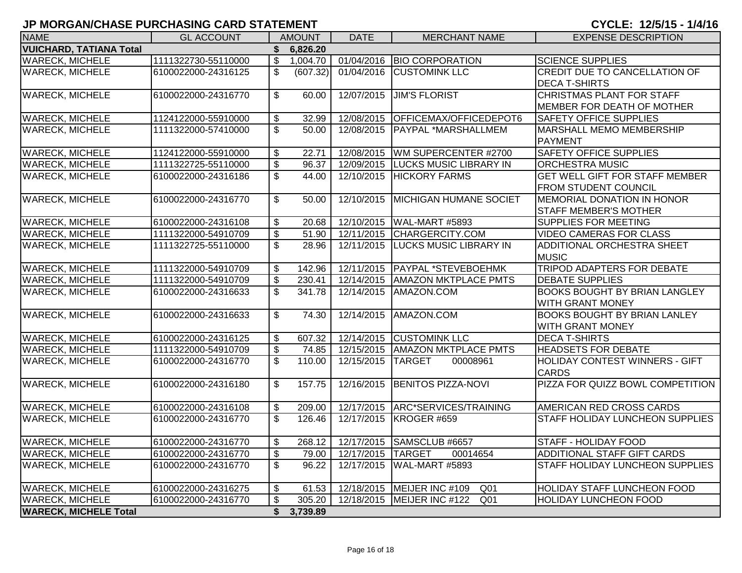# JP MORGAN/CHASE PURCHASING CARD STATEMENT

**CYCLE: 12/5/15 - 1/4/16**

| NAME | GL ACCOUNT | AMOUNT | DATE | MERCHANT NAME | EXPENSE DESCRIPTION |
|---|---|---|---|---|---|
| **VUICHARD, TATIANA Total** | | **$ 6,826.20** | | | |
| WARECK, MICHELE | 1111322730-55110000 | $ 1,004.70 | 01/04/2016 | BIO CORPORATION | SCIENCE SUPPLIES |
| WARECK, MICHELE | 6100022000-24316125 | $ (607.32) | 01/04/2016 | CUSTOMINK LLC | CREDIT DUE TO CANCELLATION OF DECA T-SHIRTS |
| WARECK, MICHELE | 6100022000-24316770 | $ 60.00 | 12/07/2015 | JIM'S FLORIST | CHRISTMAS PLANT FOR STAFF MEMBER FOR DEATH OF MOTHER |
| WARECK, MICHELE | 1124122000-55910000 | $ 32.99 | 12/08/2015 | OFFICEMAX/OFFICEDEPOT6 | SAFETY OFFICE SUPPLIES |
| WARECK, MICHELE | 1111322000-57410000 | $ 50.00 | 12/08/2015 | PAYPAL *MARSHALLMEM | MARSHALL MEMO MEMBERSHIP PAYMENT |
| WARECK, MICHELE | 1124122000-55910000 | $ 22.71 | 12/08/2015 | WM SUPERCENTER #2700 | SAFETY OFFICE SUPPLIES |
| WARECK, MICHELE | 1111322725-55110000 | $ 96.37 | 12/09/2015 | LUCKS MUSIC LIBRARY IN | ORCHESTRA MUSIC |
| WARECK, MICHELE | 6100022000-24316186 | $ 44.00 | 12/10/2015 | HICKORY FARMS | GET WELL GIFT FOR STAFF MEMBER FROM STUDENT COUNCIL |
| WARECK, MICHELE | 6100022000-24316770 | $ 50.00 | 12/10/2015 | MICHIGAN HUMANE SOCIET | MEMORIAL DONATION IN HONOR STAFF MEMBER'S MOTHER |
| WARECK, MICHELE | 6100022000-24316108 | $ 20.68 | 12/10/2015 | WAL-MART #5893 | SUPPLIES FOR MEETING |
| WARECK, MICHELE | 1111322000-54910709 | $ 51.90 | 12/11/2015 | CHARGERCITY.COM | VIDEO CAMERAS FOR CLASS |
| WARECK, MICHELE | 1111322725-55110000 | $ 28.96 | 12/11/2015 | LUCKS MUSIC LIBRARY IN | ADDITIONAL ORCHESTRA SHEET MUSIC |
| WARECK, MICHELE | 1111322000-54910709 | $ 142.96 | 12/11/2015 | PAYPAL *STEVEBOEHMK | TRIPOD ADAPTERS FOR DEBATE |
| WARECK, MICHELE | 1111322000-54910709 | $ 230.41 | 12/14/2015 | AMAZON MKTPLACE PMTS | DEBATE SUPPLIES |
| WARECK, MICHELE | 6100022000-24316633 | $ 341.78 | 12/14/2015 | AMAZON.COM | BOOKS BOUGHT BY BRIAN LANGLEY WITH GRANT MONEY |
| WARECK, MICHELE | 6100022000-24316633 | $ 74.30 | 12/14/2015 | AMAZON.COM | BOOKS BOUGHT BY BRIAN LANLEY WITH GRANT MONEY |
| WARECK, MICHELE | 6100022000-24316125 | $ 607.32 | 12/14/2015 | CUSTOMINK LLC | DECA T-SHIRTS |
| WARECK, MICHELE | 1111322000-54910709 | $ 74.85 | 12/15/2015 | AMAZON MKTPLACE PMTS | HEADSETS FOR DEBATE |
| WARECK, MICHELE | 6100022000-24316770 | $ 110.00 | 12/15/2015 | TARGET 00008961 | HOLIDAY CONTEST WINNERS - GIFT CARDS |
| WARECK, MICHELE | 6100022000-24316180 | $ 157.75 | 12/16/2015 | BENITOS PIZZA-NOVI | PIZZA FOR QUIZZ BOWL COMPETITION |
| WARECK, MICHELE | 6100022000-24316108 | $ 209.00 | 12/17/2015 | ARC*SERVICES/TRAINING | AMERICAN RED CROSS CARDS |
| WARECK, MICHELE | 6100022000-24316770 | $ 126.46 | 12/17/2015 | KROGER #659 | STAFF HOLIDAY LUNCHEON SUPPLIES |
| WARECK, MICHELE | 6100022000-24316770 | $ 268.12 | 12/17/2015 | SAMSCLUB #6657 | STAFF - HOLIDAY FOOD |
| WARECK, MICHELE | 6100022000-24316770 | $ 79.00 | 12/17/2015 | TARGET 00014654 | ADDITIONAL STAFF GIFT CARDS |
| WARECK, MICHELE | 6100022000-24316770 | $ 96.22 | 12/17/2015 | WAL-MART #5893 | STAFF HOLIDAY LUNCHEON SUPPLIES |
| WARECK, MICHELE | 6100022000-24316275 | $ 61.53 | 12/18/2015 | MEIJER INC #109 Q01 | HOLIDAY STAFF LUNCHEON FOOD |
| WARECK, MICHELE | 6100022000-24316770 | $ 305.20 | 12/18/2015 | MEIJER INC #122 Q01 | HOLIDAY LUNCHEON FOOD |
| **WARECK, MICHELE Total** | | **$ 3,739.89** | | | |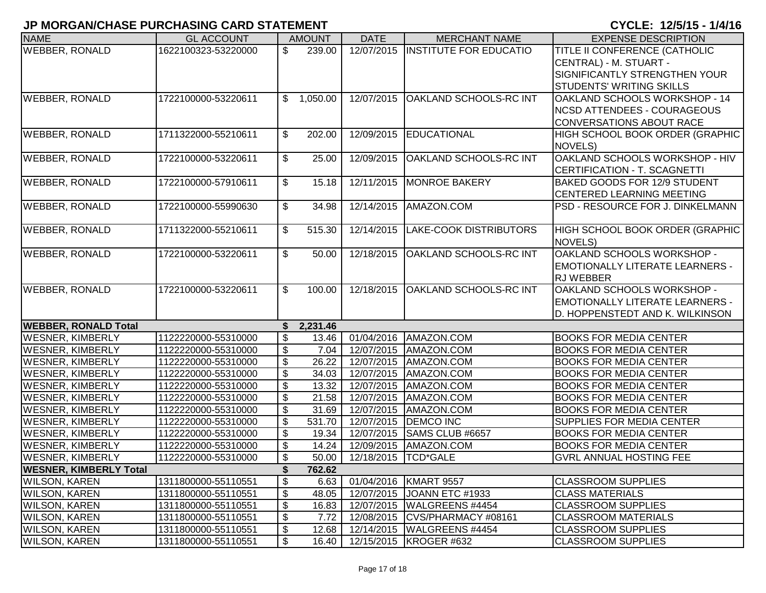# JP MORGAN/CHASE PURCHASING CARD STATEMENT

CYCLE: 12/5/15 - 1/4/16

| NAME | GL ACCOUNT | AMOUNT | DATE | MERCHANT NAME | EXPENSE DESCRIPTION |
|---|---|---|---|---|---|
| WEBBER, RONALD | 1622100323-53220000 | $ 239.00 | 12/07/2015 | INSTITUTE FOR EDUCATIO | TITLE II CONFERENCE (CATHOLIC CENTRAL) - M. STUART - SIGNIFICANTLY STRENGTHEN YOUR STUDENTS' WRITING SKILLS |
| WEBBER, RONALD | 1722100000-53220611 | $ 1,050.00 | 12/07/2015 | OAKLAND SCHOOLS-RC INT | OAKLAND SCHOOLS WORKSHOP - 14 NCSD ATTENDEES - COURAGEOUS CONVERSATIONS ABOUT RACE |
| WEBBER, RONALD | 1711322000-55210611 | $ 202.00 | 12/09/2015 | EDUCATIONAL | HIGH SCHOOL BOOK ORDER (GRAPHIC NOVELS) |
| WEBBER, RONALD | 1722100000-53220611 | $ 25.00 | 12/09/2015 | OAKLAND SCHOOLS-RC INT | OAKLAND SCHOOLS WORKSHOP - HIV CERTIFICATION - T. SCAGNETTI |
| WEBBER, RONALD | 1722100000-57910611 | $ 15.18 | 12/11/2015 | MONROE BAKERY | BAKED GOODS FOR 12/9 STUDENT CENTERED LEARNING MEETING |
| WEBBER, RONALD | 1722100000-55990630 | $ 34.98 | 12/14/2015 | AMAZON.COM | PSD - RESOURCE FOR J. DINKELMANN |
| WEBBER, RONALD | 1711322000-55210611 | $ 515.30 | 12/14/2015 | LAKE-COOK DISTRIBUTORS | HIGH SCHOOL BOOK ORDER (GRAPHIC NOVELS) |
| WEBBER, RONALD | 1722100000-53220611 | $ 50.00 | 12/18/2015 | OAKLAND SCHOOLS-RC INT | OAKLAND SCHOOLS WORKSHOP - EMOTIONALLY LITERATE LEARNERS - RJ WEBBER |
| WEBBER, RONALD | 1722100000-53220611 | $ 100.00 | 12/18/2015 | OAKLAND SCHOOLS-RC INT | OAKLAND SCHOOLS WORKSHOP - EMOTIONALLY LITERATE LEARNERS - D. HOPPENSTEDT AND K. WILKINSON |
| **WEBBER, RONALD Total** | | **$ 2,231.46** | | | |
| WESNER, KIMBERLY | 1122220000-55310000 | $ 13.46 | 01/04/2016 | AMAZON.COM | BOOKS FOR MEDIA CENTER |
| WESNER, KIMBERLY | 1122220000-55310000 | $ 7.04 | 12/07/2015 | AMAZON.COM | BOOKS FOR MEDIA CENTER |
| WESNER, KIMBERLY | 1122220000-55310000 | $ 26.22 | 12/07/2015 | AMAZON.COM | BOOKS FOR MEDIA CENTER |
| WESNER, KIMBERLY | 1122220000-55310000 | $ 34.03 | 12/07/2015 | AMAZON.COM | BOOKS FOR MEDIA CENTER |
| WESNER, KIMBERLY | 1122220000-55310000 | $ 13.32 | 12/07/2015 | AMAZON.COM | BOOKS FOR MEDIA CENTER |
| WESNER, KIMBERLY | 1122220000-55310000 | $ 21.58 | 12/07/2015 | AMAZON.COM | BOOKS FOR MEDIA CENTER |
| WESNER, KIMBERLY | 1122220000-55310000 | $ 31.69 | 12/07/2015 | AMAZON.COM | BOOKS FOR MEDIA CENTER |
| WESNER, KIMBERLY | 1122220000-55310000 | $ 531.70 | 12/07/2015 | DEMCO INC | SUPPLIES FOR MEDIA CENTER |
| WESNER, KIMBERLY | 1122220000-55310000 | $ 19.34 | 12/07/2015 | SAMS CLUB #6657 | BOOKS FOR MEDIA CENTER |
| WESNER, KIMBERLY | 1122220000-55310000 | $ 14.24 | 12/09/2015 | AMAZON.COM | BOOKS FOR MEDIA CENTER |
| WESNER, KIMBERLY | 1122220000-55310000 | $ 50.00 | 12/18/2015 | TCD*GALE | GVRL ANNUAL HOSTING FEE |
| **WESNER, KIMBERLY Total** | | **$ 762.62** | | | |
| WILSON, KAREN | 1311800000-55110551 | $ 6.63 | 01/04/2016 | KMART 9557 | CLASSROOM SUPPLIES |
| WILSON, KAREN | 1311800000-55110551 | $ 48.05 | 12/07/2015 | JOANN ETC #1933 | CLASS MATERIALS |
| WILSON, KAREN | 1311800000-55110551 | $ 16.83 | 12/07/2015 | WALGREENS #4454 | CLASSROOM SUPPLIES |
| WILSON, KAREN | 1311800000-55110551 | $ 7.72 | 12/08/2015 | CVS/PHARMACY #08161 | CLASSROOM MATERIALS |
| WILSON, KAREN | 1311800000-55110551 | $ 12.68 | 12/14/2015 | WALGREENS #4454 | CLASSROOM SUPPLIES |
| WILSON, KAREN | 1311800000-55110551 | $ 16.40 | 12/15/2015 | KROGER #632 | CLASSROOM SUPPLIES |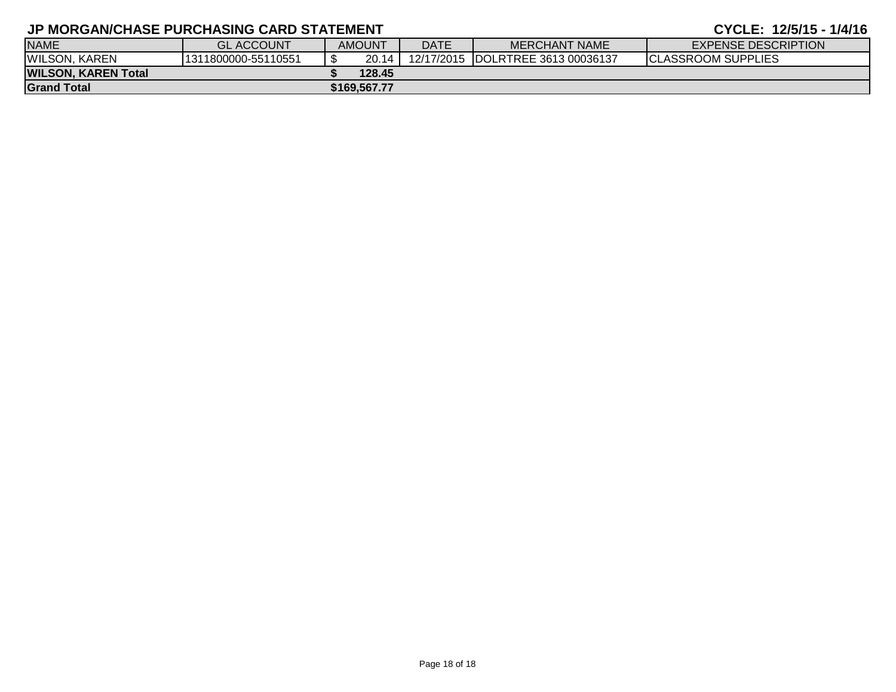## JP MORGAN/CHASE PURCHASING CARD STATEMENT

**CYCLE: 12/5/15 - 1/4/16**

| NAME | GL ACCOUNT | AMOUNT | DATE | MERCHANT NAME | EXPENSE DESCRIPTION |
|---|---|---|---|---|---|
| WILSON, KAREN | 1311800000-55110551 | $ 20.14 | 12/17/2015 | DOLRTREE 3613 00036137 | CLASSROOM SUPPLIES |
| **WILSON, KAREN Total** | | **$ 128.45** | | | |
| **Grand Total** | | **$169,567.77** | | | |